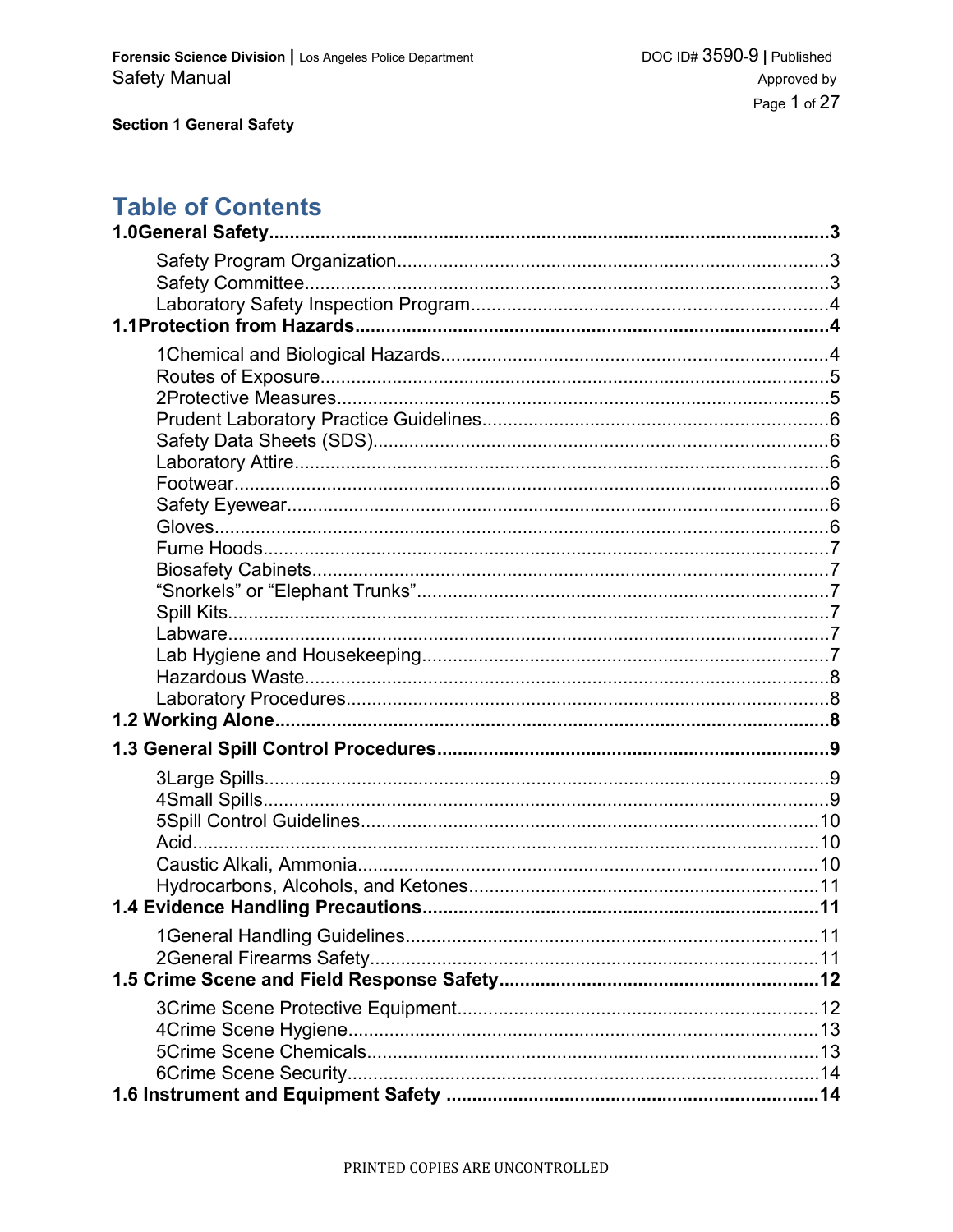**Section 1 General Safety**

# Table of Contents

**1.0General Safety** ........................................................................................ **3**

- Safety Program Organization ........................................................................ 3
- Safety Committee ........................................................................................ 3
- Laboratory Safety Inspection Program ......................................................... 4

**1.1Protection from Hazards** ........................................................................... **4**

- 1Chemical and Biological Hazards ................................................................ 4
- Routes of Exposure ..................................................................................... 5
- 2Protective Measures ................................................................................... 5
- Prudent Laboratory Practice Guidelines ....................................................... 6
- Safety Data Sheets (SDS) ............................................................................ 6
- Laboratory Attire .......................................................................................... 6
- Footwear ..................................................................................................... 6
- Safety Eyewear ............................................................................................ 6
- Gloves ......................................................................................................... 6
- Fume Hoods ................................................................................................ 7
- Biosafety Cabinets ....................................................................................... 7
- "Snorkels" or "Elephant Trunks" ................................................................... 7
- Spill Kits ...................................................................................................... 7
- Labware ...................................................................................................... 7
- Lab Hygiene and Housekeeping ................................................................... 7
- Hazardous Waste ......................................................................................... 8
- Laboratory Procedures ................................................................................. 8

**1.2 Working Alone** ......................................................................................... **8**

**1.3 General Spill Control Procedures** ............................................................. **9**

- 3Large Spills .................................................................................................. 9
- 4Small Spills .................................................................................................. 9
- 5Spill Control Guidelines ............................................................................... 10
- Acid ............................................................................................................ 10
- Caustic Alkali, Ammonia ............................................................................... 10
- Hydrocarbons, Alcohols, and Ketones .......................................................... 11

**1.4 Evidence Handling Precautions** ............................................................... **11**

- 1General Handling Guidelines ...................................................................... 11
- 2General Firearms Safety ............................................................................. 11

**1.5 Crime Scene and Field Response Safety** ................................................. **12**

- 3Crime Scene Protective Equipment ............................................................. 12
- 4Crime Scene Hygiene ................................................................................. 13
- 5Crime Scene Chemicals .............................................................................. 13
- 6Crime Scene Security ................................................................................. 14

**1.6 Instrument and Equipment Safety** ........................................................... **14**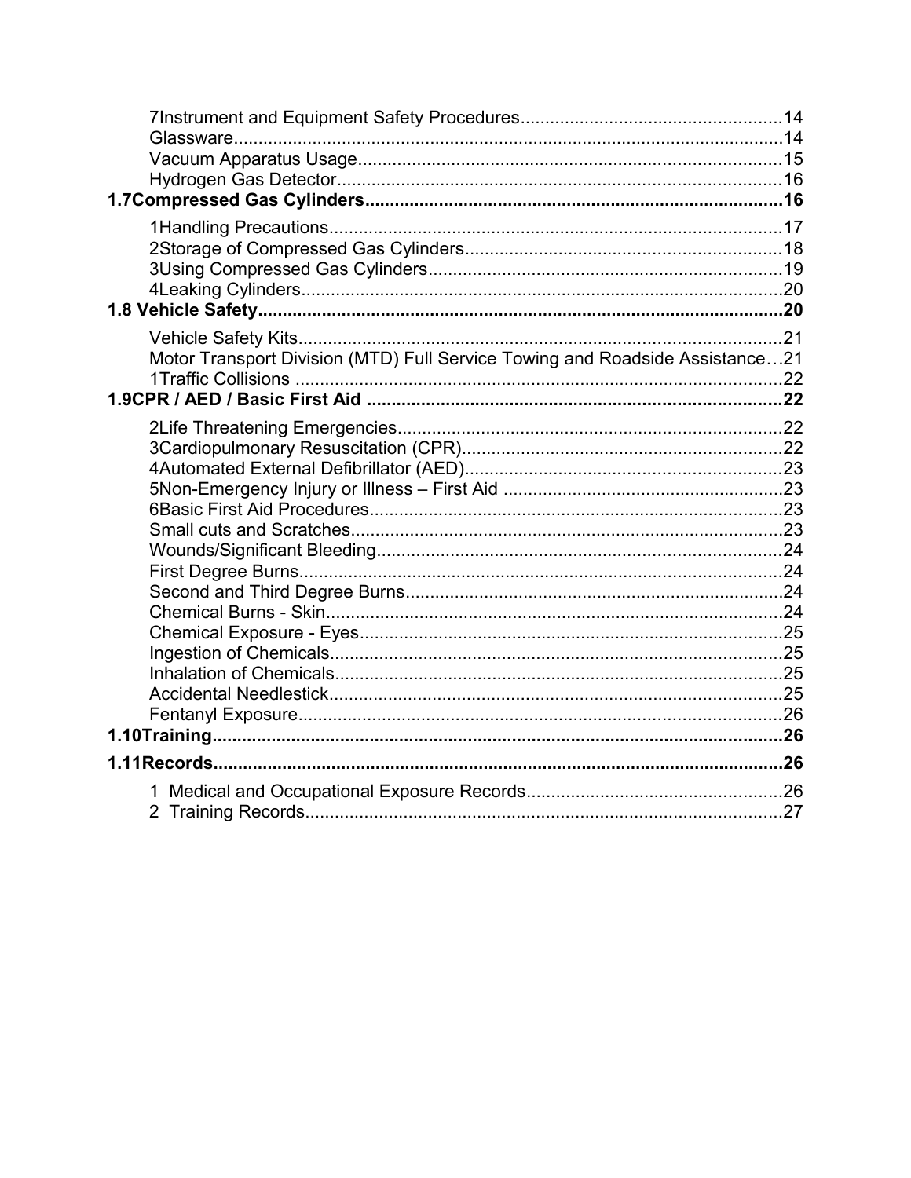7Instrument and Equipment Safety Procedures....................................................14
Glassware.................................................................................................14
Vacuum Apparatus Usage......................................................................15
Hydrogen Gas Detector..........................................................................16

**1.7Compressed Gas Cylinders....................................................................16**

1Handling Precautions............................................................................17
2Storage of Compressed Gas Cylinders................................................18
3Using Compressed Gas Cylinders........................................................19
4Leaking Cylinders..................................................................................20

**1.8 Vehicle Safety..........................................................................................20**

Vehicle Safety Kits..................................................................................21
Motor Transport Division (MTD) Full Service Towing and Roadside Assistance…21
1Traffic Collisions ...................................................................................22

**1.9CPR / AED / Basic First Aid ....................................................................22**

2Life Threatening Emergencies.............................................................22
3Cardiopulmonary Resuscitation (CPR).................................................22
4Automated External Defibrillator (AED)................................................23
5Non-Emergency Injury or Illness – First Aid .........................................23
6Basic First Aid Procedures....................................................................23
Small cuts and Scratches........................................................................23
Wounds/Significant Bleeding..................................................................24
First Degree Burns..................................................................................24
Second and Third Degree Burns.............................................................24
Chemical Burns - Skin.............................................................................24
Chemical Exposure - Eyes......................................................................25
Ingestion of Chemicals............................................................................25
Inhalation of Chemicals...........................................................................25
Accidental Needlestick............................................................................25
Fentanyl Exposure..................................................................................26

**1.10Training...................................................................................................26**

**1.11Records....................................................................................................26**

1 Medical and Occupational Exposure Records....................................26
2 Training Records.................................................................................27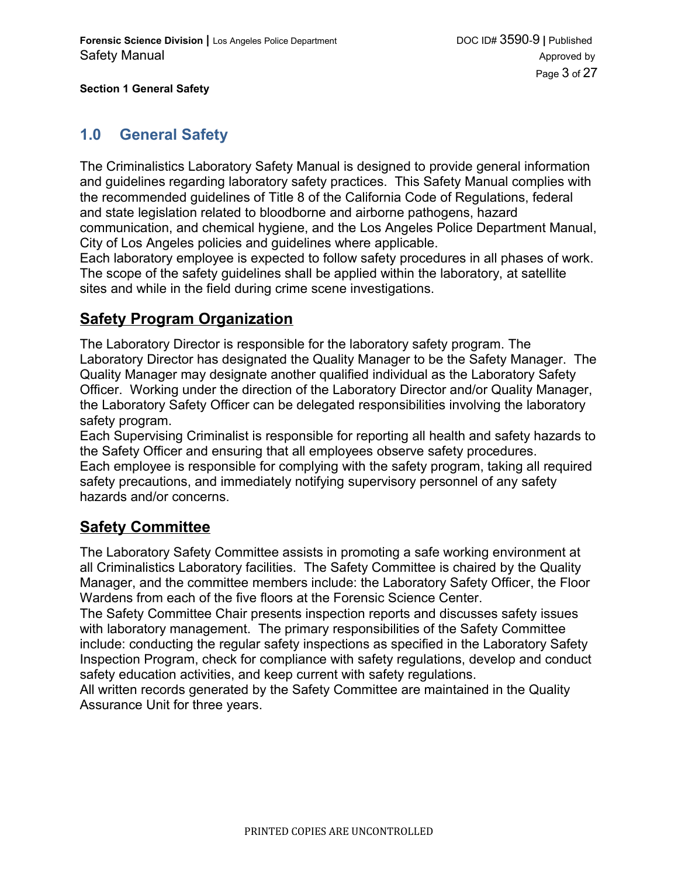## 1.0 General Safety

The Criminalistics Laboratory Safety Manual is designed to provide general information and guidelines regarding laboratory safety practices. This Safety Manual complies with the recommended guidelines of Title 8 of the California Code of Regulations, federal and state legislation related to bloodborne and airborne pathogens, hazard communication, and chemical hygiene, and the Los Angeles Police Department Manual, City of Los Angeles policies and guidelines where applicable.

Each laboratory employee is expected to follow safety procedures in all phases of work. The scope of the safety guidelines shall be applied within the laboratory, at satellite sites and while in the field during crime scene investigations.

### Safety Program Organization

The Laboratory Director is responsible for the laboratory safety program. The Laboratory Director has designated the Quality Manager to be the Safety Manager. The Quality Manager may designate another qualified individual as the Laboratory Safety Officer. Working under the direction of the Laboratory Director and/or Quality Manager, the Laboratory Safety Officer can be delegated responsibilities involving the laboratory safety program.

Each Supervising Criminalist is responsible for reporting all health and safety hazards to the Safety Officer and ensuring that all employees observe safety procedures.

Each employee is responsible for complying with the safety program, taking all required safety precautions, and immediately notifying supervisory personnel of any safety hazards and/or concerns.

### Safety Committee

The Laboratory Safety Committee assists in promoting a safe working environment at all Criminalistics Laboratory facilities. The Safety Committee is chaired by the Quality Manager, and the committee members include: the Laboratory Safety Officer, the Floor Wardens from each of the five floors at the Forensic Science Center.

The Safety Committee Chair presents inspection reports and discusses safety issues with laboratory management. The primary responsibilities of the Safety Committee include: conducting the regular safety inspections as specified in the Laboratory Safety Inspection Program, check for compliance with safety regulations, develop and conduct safety education activities, and keep current with safety regulations.

All written records generated by the Safety Committee are maintained in the Quality Assurance Unit for three years.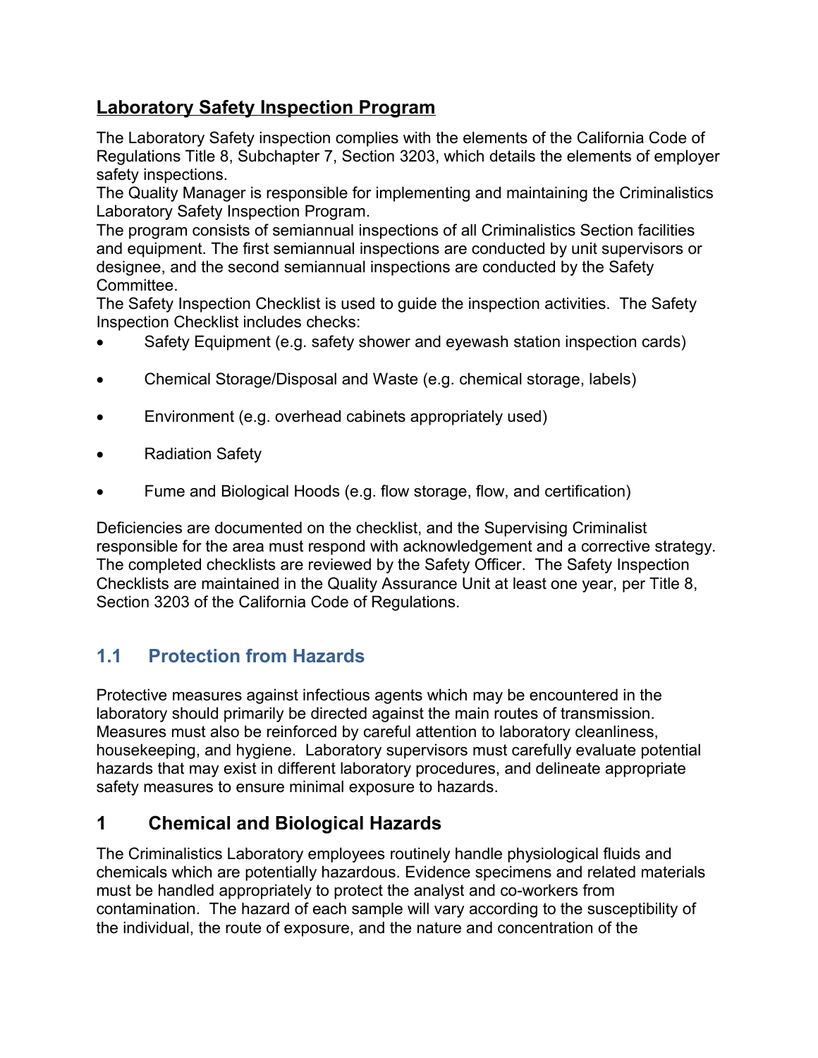## Laboratory Safety Inspection Program

The Laboratory Safety inspection complies with the elements of the California Code of Regulations Title 8, Subchapter 7, Section 3203, which details the elements of employer safety inspections.

The Quality Manager is responsible for implementing and maintaining the Criminalistics Laboratory Safety Inspection Program.

The program consists of semiannual inspections of all Criminalistics Section facilities and equipment. The first semiannual inspections are conducted by unit supervisors or designee, and the second semiannual inspections are conducted by the Safety Committee.

The Safety Inspection Checklist is used to guide the inspection activities. The Safety Inspection Checklist includes checks:

- Safety Equipment (e.g. safety shower and eyewash station inspection cards)
- Chemical Storage/Disposal and Waste (e.g. chemical storage, labels)
- Environment (e.g. overhead cabinets appropriately used)
- Radiation Safety
- Fume and Biological Hoods (e.g. flow storage, flow, and certification)

Deficiencies are documented on the checklist, and the Supervising Criminalist responsible for the area must respond with acknowledgement and a corrective strategy. The completed checklists are reviewed by the Safety Officer. The Safety Inspection Checklists are maintained in the Quality Assurance Unit at least one year, per Title 8, Section 3203 of the California Code of Regulations.

## 1.1 Protection from Hazards

Protective measures against infectious agents which may be encountered in the laboratory should primarily be directed against the main routes of transmission. Measures must also be reinforced by careful attention to laboratory cleanliness, housekeeping, and hygiene. Laboratory supervisors must carefully evaluate potential hazards that may exist in different laboratory procedures, and delineate appropriate safety measures to ensure minimal exposure to hazards.

# 1 Chemical and Biological Hazards

The Criminalistics Laboratory employees routinely handle physiological fluids and chemicals which are potentially hazardous. Evidence specimens and related materials must be handled appropriately to protect the analyst and co-workers from contamination. The hazard of each sample will vary according to the susceptibility of the individual, the route of exposure, and the nature and concentration of the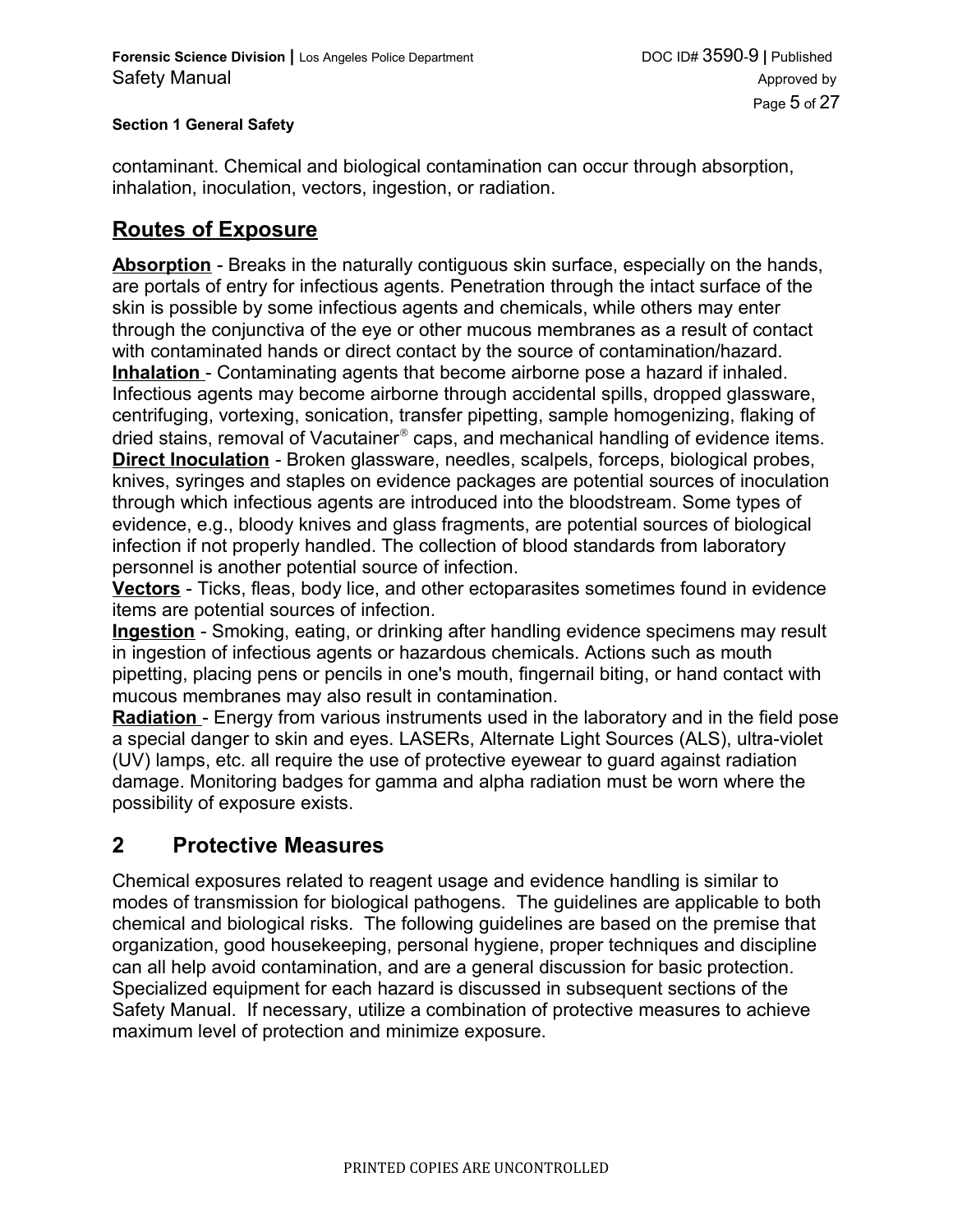contaminant. Chemical and biological contamination can occur through absorption, inhalation, inoculation, vectors, ingestion, or radiation.

## Routes of Exposure

**Absorption** - Breaks in the naturally contiguous skin surface, especially on the hands, are portals of entry for infectious agents. Penetration through the intact surface of the skin is possible by some infectious agents and chemicals, while others may enter through the conjunctiva of the eye or other mucous membranes as a result of contact with contaminated hands or direct contact by the source of contamination/hazard.
**Inhalation** - Contaminating agents that become airborne pose a hazard if inhaled. Infectious agents may become airborne through accidental spills, dropped glassware, centrifuging, vortexing, sonication, transfer pipetting, sample homogenizing, flaking of dried stains, removal of Vacutainer® caps, and mechanical handling of evidence items.
**Direct Inoculation** - Broken glassware, needles, scalpels, forceps, biological probes, knives, syringes and staples on evidence packages are potential sources of inoculation through which infectious agents are introduced into the bloodstream. Some types of evidence, e.g., bloody knives and glass fragments, are potential sources of biological infection if not properly handled. The collection of blood standards from laboratory personnel is another potential source of infection.
**Vectors** - Ticks, fleas, body lice, and other ectoparasites sometimes found in evidence items are potential sources of infection.
**Ingestion** - Smoking, eating, or drinking after handling evidence specimens may result in ingestion of infectious agents or hazardous chemicals. Actions such as mouth pipetting, placing pens or pencils in one's mouth, fingernail biting, or hand contact with mucous membranes may also result in contamination.
**Radiation** - Energy from various instruments used in the laboratory and in the field pose a special danger to skin and eyes. LASERs, Alternate Light Sources (ALS), ultra-violet (UV) lamps, etc. all require the use of protective eyewear to guard against radiation damage. Monitoring badges for gamma and alpha radiation must be worn where the possibility of exposure exists.

## 2 Protective Measures

Chemical exposures related to reagent usage and evidence handling is similar to modes of transmission for biological pathogens. The guidelines are applicable to both chemical and biological risks. The following guidelines are based on the premise that organization, good housekeeping, personal hygiene, proper techniques and discipline can all help avoid contamination, and are a general discussion for basic protection. Specialized equipment for each hazard is discussed in subsequent sections of the Safety Manual. If necessary, utilize a combination of protective measures to achieve maximum level of protection and minimize exposure.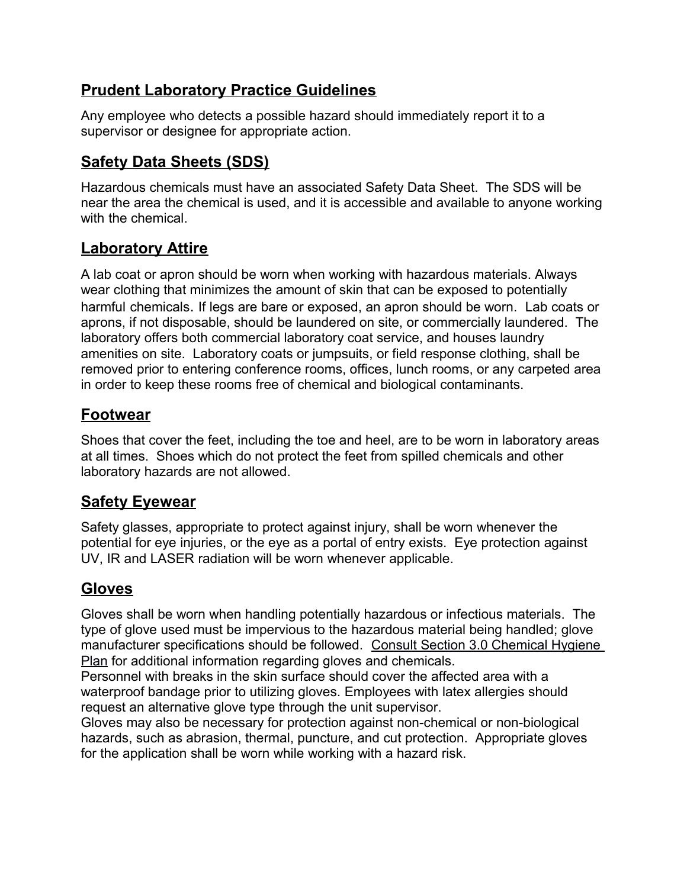## Prudent Laboratory Practice Guidelines

Any employee who detects a possible hazard should immediately report it to a supervisor or designee for appropriate action.

## Safety Data Sheets (SDS)

Hazardous chemicals must have an associated Safety Data Sheet. The SDS will be near the area the chemical is used, and it is accessible and available to anyone working with the chemical.

## Laboratory Attire

A lab coat or apron should be worn when working with hazardous materials. Always wear clothing that minimizes the amount of skin that can be exposed to potentially harmful chemicals. If legs are bare or exposed, an apron should be worn. Lab coats or aprons, if not disposable, should be laundered on site, or commercially laundered. The laboratory offers both commercial laboratory coat service, and houses laundry amenities on site. Laboratory coats or jumpsuits, or field response clothing, shall be removed prior to entering conference rooms, offices, lunch rooms, or any carpeted area in order to keep these rooms free of chemical and biological contaminants.

## Footwear

Shoes that cover the feet, including the toe and heel, are to be worn in laboratory areas at all times. Shoes which do not protect the feet from spilled chemicals and other laboratory hazards are not allowed.

## Safety Eyewear

Safety glasses, appropriate to protect against injury, shall be worn whenever the potential for eye injuries, or the eye as a portal of entry exists. Eye protection against UV, IR and LASER radiation will be worn whenever applicable.

## Gloves

Gloves shall be worn when handling potentially hazardous or infectious materials. The type of glove used must be impervious to the hazardous material being handled; glove manufacturer specifications should be followed. Consult Section 3.0 Chemical Hygiene Plan for additional information regarding gloves and chemicals.

Personnel with breaks in the skin surface should cover the affected area with a waterproof bandage prior to utilizing gloves. Employees with latex allergies should request an alternative glove type through the unit supervisor.

Gloves may also be necessary for protection against non-chemical or non-biological hazards, such as abrasion, thermal, puncture, and cut protection. Appropriate gloves for the application shall be worn while working with a hazard risk.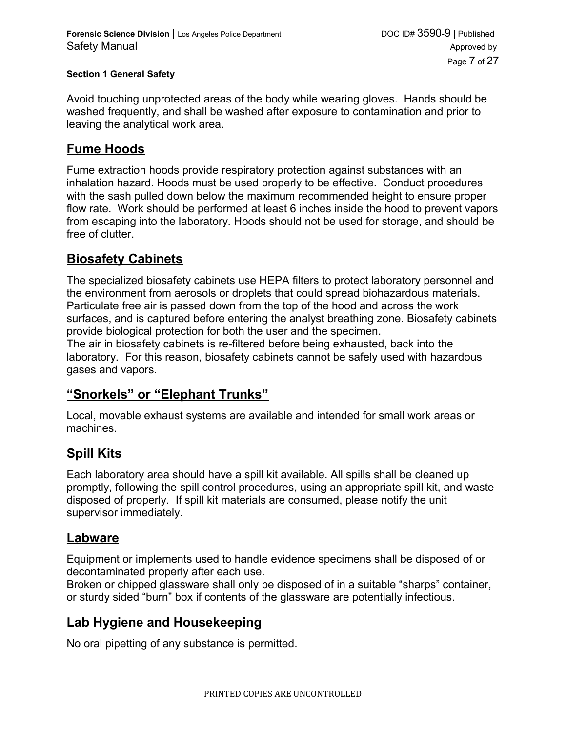### Section 1 General Safety

Avoid touching unprotected areas of the body while wearing gloves. Hands should be washed frequently, and shall be washed after exposure to contamination and prior to leaving the analytical work area.

## Fume Hoods

Fume extraction hoods provide respiratory protection against substances with an inhalation hazard. Hoods must be used properly to be effective. Conduct procedures with the sash pulled down below the maximum recommended height to ensure proper flow rate. Work should be performed at least 6 inches inside the hood to prevent vapors from escaping into the laboratory. Hoods should not be used for storage, and should be free of clutter.

## Biosafety Cabinets

The specialized biosafety cabinets use HEPA filters to protect laboratory personnel and the environment from aerosols or droplets that could spread biohazardous materials. Particulate free air is passed down from the top of the hood and across the work surfaces, and is captured before entering the analyst breathing zone. Biosafety cabinets provide biological protection for both the user and the specimen.
The air in biosafety cabinets is re-filtered before being exhausted, back into the laboratory. For this reason, biosafety cabinets cannot be safely used with hazardous gases and vapors.

## "Snorkels" or "Elephant Trunks"

Local, movable exhaust systems are available and intended for small work areas or machines.

## Spill Kits

Each laboratory area should have a spill kit available. All spills shall be cleaned up promptly, following the spill control procedures, using an appropriate spill kit, and waste disposed of properly. If spill kit materials are consumed, please notify the unit supervisor immediately.

## Labware

Equipment or implements used to handle evidence specimens shall be disposed of or decontaminated properly after each use.
Broken or chipped glassware shall only be disposed of in a suitable "sharps" container, or sturdy sided "burn" box if contents of the glassware are potentially infectious.

## Lab Hygiene and Housekeeping

No oral pipetting of any substance is permitted.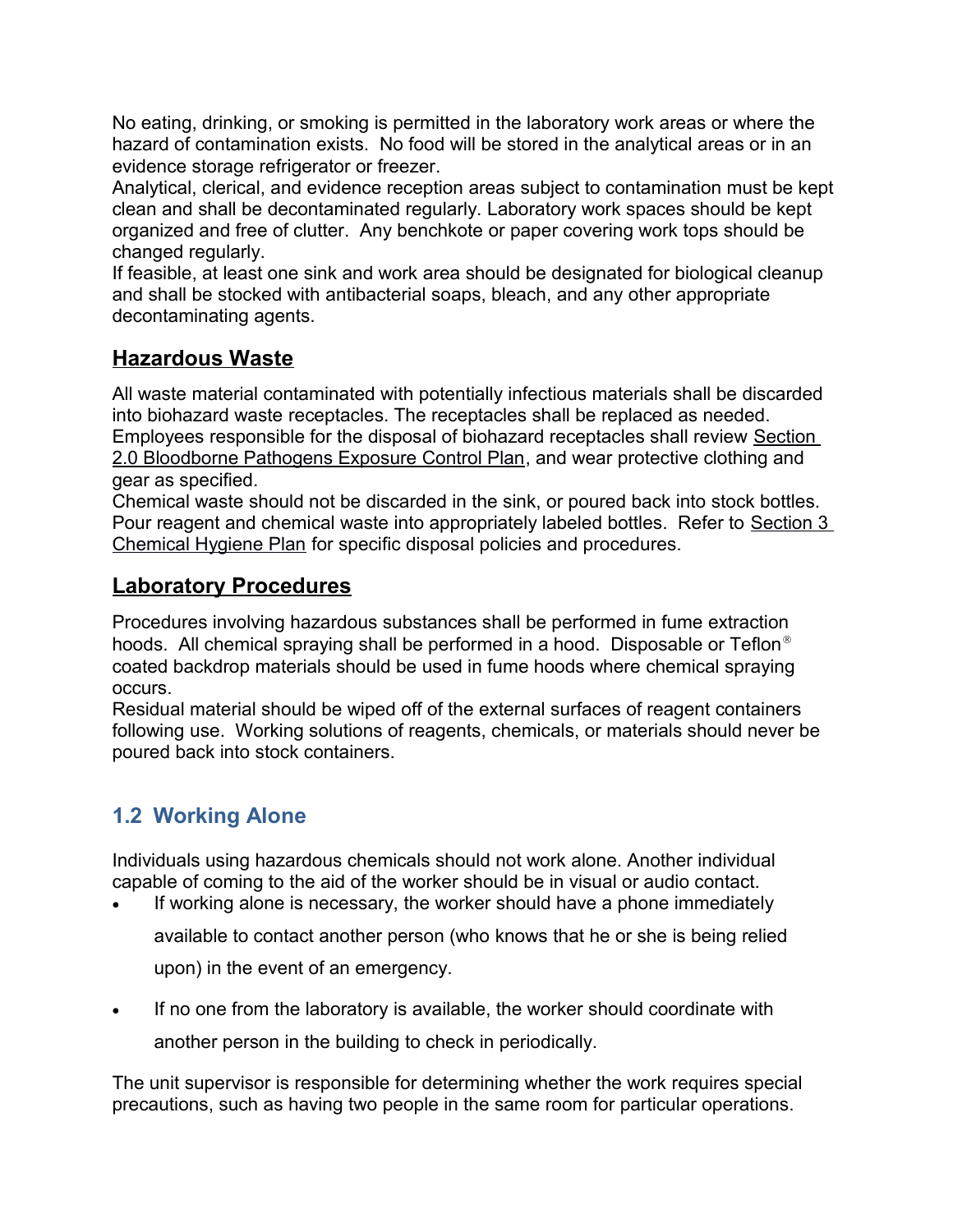No eating, drinking, or smoking is permitted in the laboratory work areas or where the hazard of contamination exists. No food will be stored in the analytical areas or in an evidence storage refrigerator or freezer.

Analytical, clerical, and evidence reception areas subject to contamination must be kept clean and shall be decontaminated regularly. Laboratory work spaces should be kept organized and free of clutter. Any benchkote or paper covering work tops should be changed regularly.

If feasible, at least one sink and work area should be designated for biological cleanup and shall be stocked with antibacterial soaps, bleach, and any other appropriate decontaminating agents.

## Hazardous Waste

All waste material contaminated with potentially infectious materials shall be discarded into biohazard waste receptacles. The receptacles shall be replaced as needed. Employees responsible for the disposal of biohazard receptacles shall review Section 2.0 Bloodborne Pathogens Exposure Control Plan, and wear protective clothing and gear as specified.

Chemical waste should not be discarded in the sink, or poured back into stock bottles. Pour reagent and chemical waste into appropriately labeled bottles. Refer to Section 3 Chemical Hygiene Plan for specific disposal policies and procedures.

## Laboratory Procedures

Procedures involving hazardous substances shall be performed in fume extraction hoods. All chemical spraying shall be performed in a hood. Disposable or Teflon® coated backdrop materials should be used in fume hoods where chemical spraying occurs.

Residual material should be wiped off of the external surfaces of reagent containers following use. Working solutions of reagents, chemicals, or materials should never be poured back into stock containers.

## 1.2 Working Alone

Individuals using hazardous chemicals should not work alone. Another individual capable of coming to the aid of the worker should be in visual or audio contact.

- If working alone is necessary, the worker should have a phone immediately available to contact another person (who knows that he or she is being relied upon) in the event of an emergency.
- If no one from the laboratory is available, the worker should coordinate with another person in the building to check in periodically.

The unit supervisor is responsible for determining whether the work requires special precautions, such as having two people in the same room for particular operations.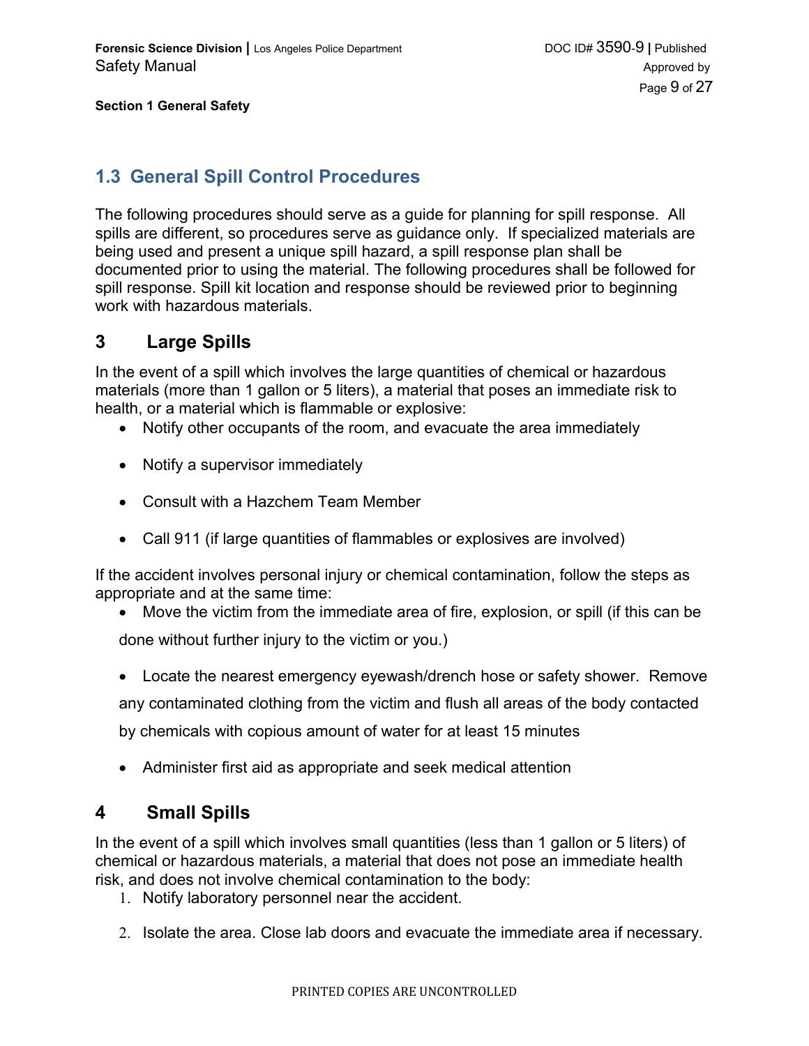## 1.3 General Spill Control Procedures

The following procedures should serve as a guide for planning for spill response. All spills are different, so procedures serve as guidance only. If specialized materials are being used and present a unique spill hazard, a spill response plan shall be documented prior to using the material. The following procedures shall be followed for spill response. Spill kit location and response should be reviewed prior to beginning work with hazardous materials.

## 3 Large Spills

In the event of a spill which involves the large quantities of chemical or hazardous materials (more than 1 gallon or 5 liters), a material that poses an immediate risk to health, or a material which is flammable or explosive:

- Notify other occupants of the room, and evacuate the area immediately
- Notify a supervisor immediately
- Consult with a Hazchem Team Member
- Call 911 (if large quantities of flammables or explosives are involved)

If the accident involves personal injury or chemical contamination, follow the steps as appropriate and at the same time:

- Move the victim from the immediate area of fire, explosion, or spill (if this can be done without further injury to the victim or you.)
- Locate the nearest emergency eyewash/drench hose or safety shower. Remove any contaminated clothing from the victim and flush all areas of the body contacted by chemicals with copious amount of water for at least 15 minutes
- Administer first aid as appropriate and seek medical attention

## 4 Small Spills

In the event of a spill which involves small quantities (less than 1 gallon or 5 liters) of chemical or hazardous materials, a material that does not pose an immediate health risk, and does not involve chemical contamination to the body:

1. Notify laboratory personnel near the accident.
2. Isolate the area. Close lab doors and evacuate the immediate area if necessary.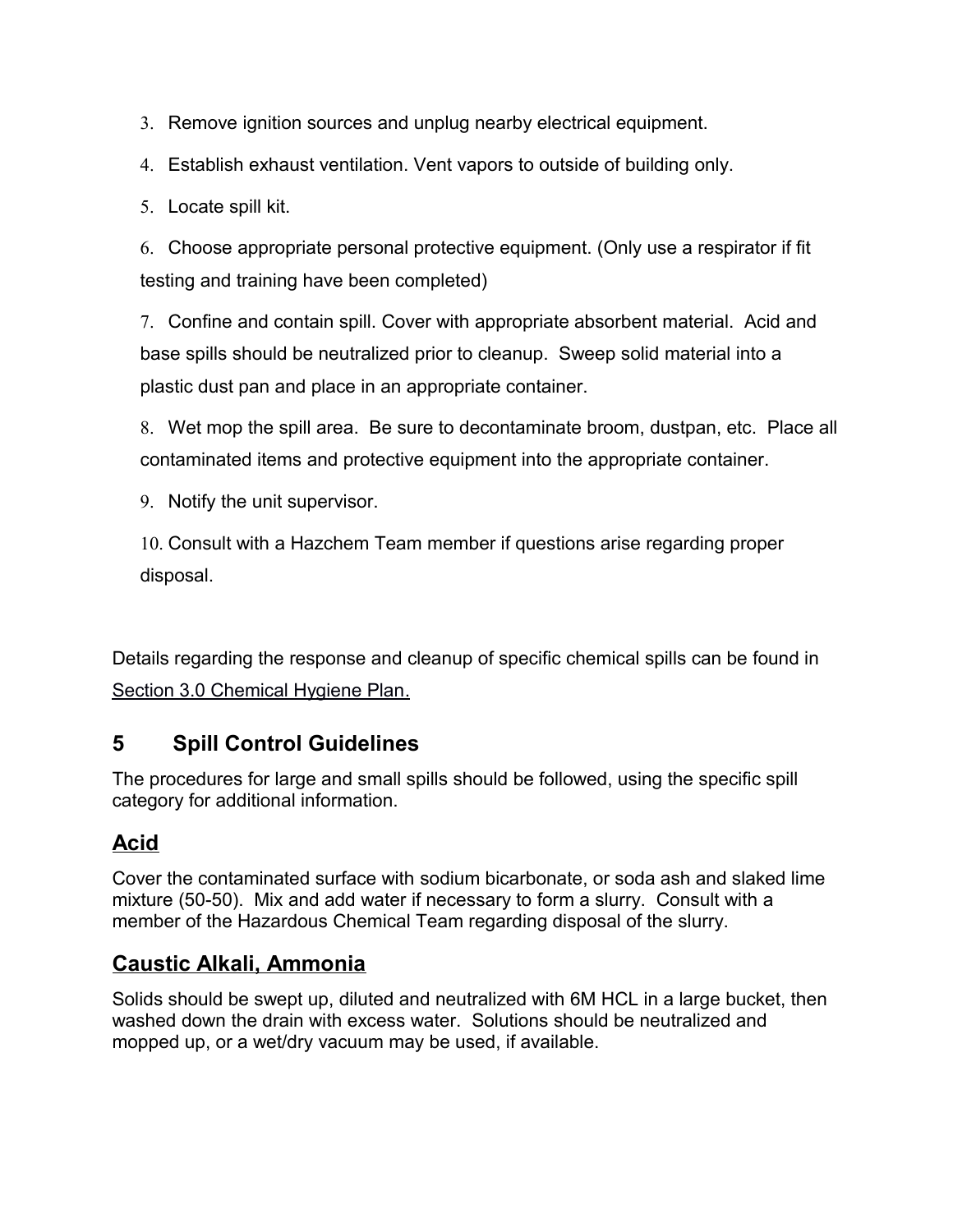3. Remove ignition sources and unplug nearby electrical equipment.
4. Establish exhaust ventilation. Vent vapors to outside of building only.
5. Locate spill kit.
6. Choose appropriate personal protective equipment. (Only use a respirator if fit testing and training have been completed)
7. Confine and contain spill. Cover with appropriate absorbent material. Acid and base spills should be neutralized prior to cleanup. Sweep solid material into a plastic dust pan and place in an appropriate container.
8. Wet mop the spill area. Be sure to decontaminate broom, dustpan, etc. Place all contaminated items and protective equipment into the appropriate container.
9. Notify the unit supervisor.
10. Consult with a Hazchem Team member if questions arise regarding proper disposal.

Details regarding the response and cleanup of specific chemical spills can be found in Section 3.0 Chemical Hygiene Plan.

## 5 Spill Control Guidelines

The procedures for large and small spills should be followed, using the specific spill category for additional information.

### Acid

Cover the contaminated surface with sodium bicarbonate, or soda ash and slaked lime mixture (50-50). Mix and add water if necessary to form a slurry. Consult with a member of the Hazardous Chemical Team regarding disposal of the slurry.

### Caustic Alkali, Ammonia

Solids should be swept up, diluted and neutralized with 6M HCL in a large bucket, then washed down the drain with excess water. Solutions should be neutralized and mopped up, or a wet/dry vacuum may be used, if available.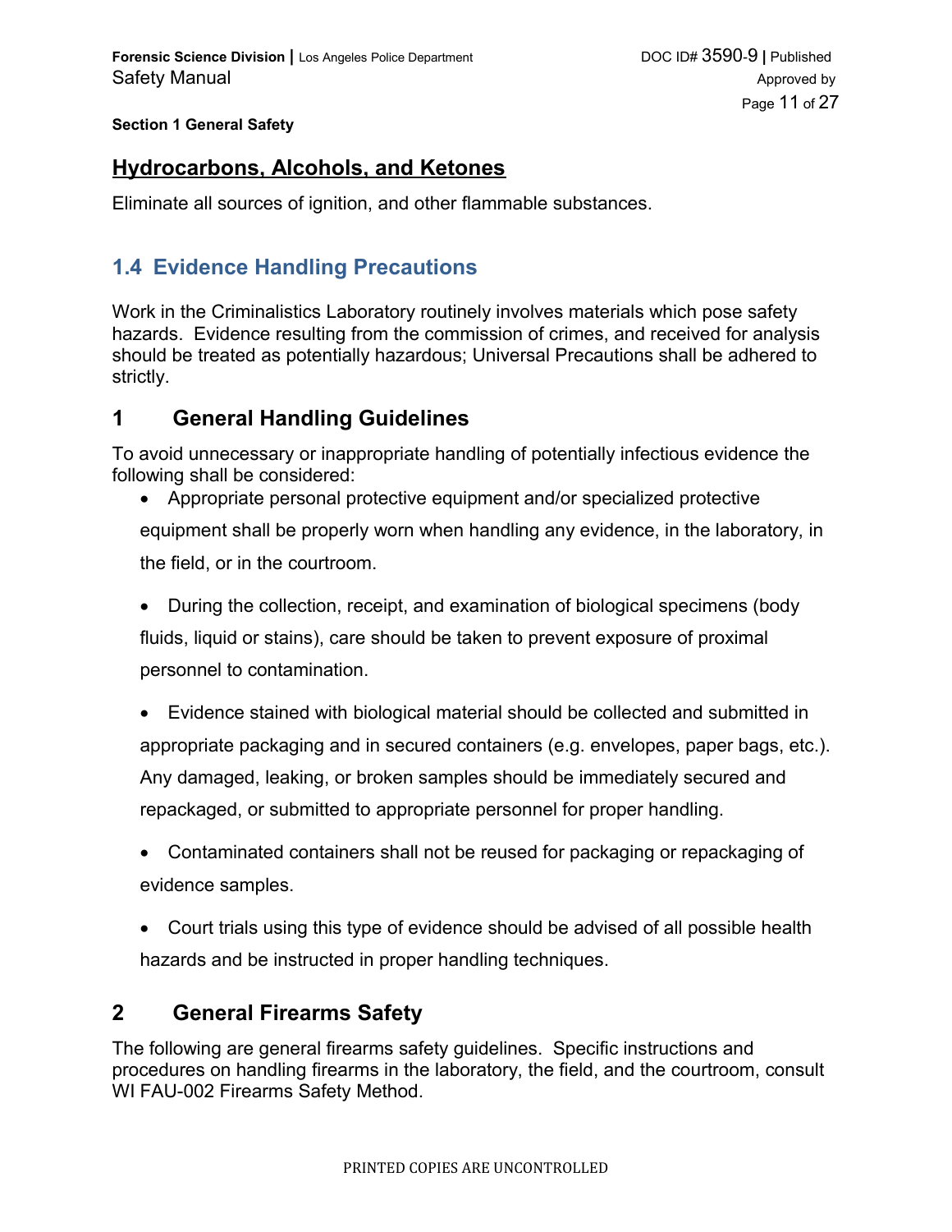## Hydrocarbons, Alcohols, and Ketones

Eliminate all sources of ignition, and other flammable substances.

## 1.4 Evidence Handling Precautions

Work in the Criminalistics Laboratory routinely involves materials which pose safety hazards. Evidence resulting from the commission of crimes, and received for analysis should be treated as potentially hazardous; Universal Precautions shall be adhered to strictly.

### 1 General Handling Guidelines

To avoid unnecessary or inappropriate handling of potentially infectious evidence the following shall be considered:

- Appropriate personal protective equipment and/or specialized protective equipment shall be properly worn when handling any evidence, in the laboratory, in the field, or in the courtroom.
- During the collection, receipt, and examination of biological specimens (body fluids, liquid or stains), care should be taken to prevent exposure of proximal personnel to contamination.
- Evidence stained with biological material should be collected and submitted in appropriate packaging and in secured containers (e.g. envelopes, paper bags, etc.). Any damaged, leaking, or broken samples should be immediately secured and repackaged, or submitted to appropriate personnel for proper handling.
- Contaminated containers shall not be reused for packaging or repackaging of evidence samples.
- Court trials using this type of evidence should be advised of all possible health hazards and be instructed in proper handling techniques.

### 2 General Firearms Safety

The following are general firearms safety guidelines. Specific instructions and procedures on handling firearms in the laboratory, the field, and the courtroom, consult WI FAU-002 Firearms Safety Method.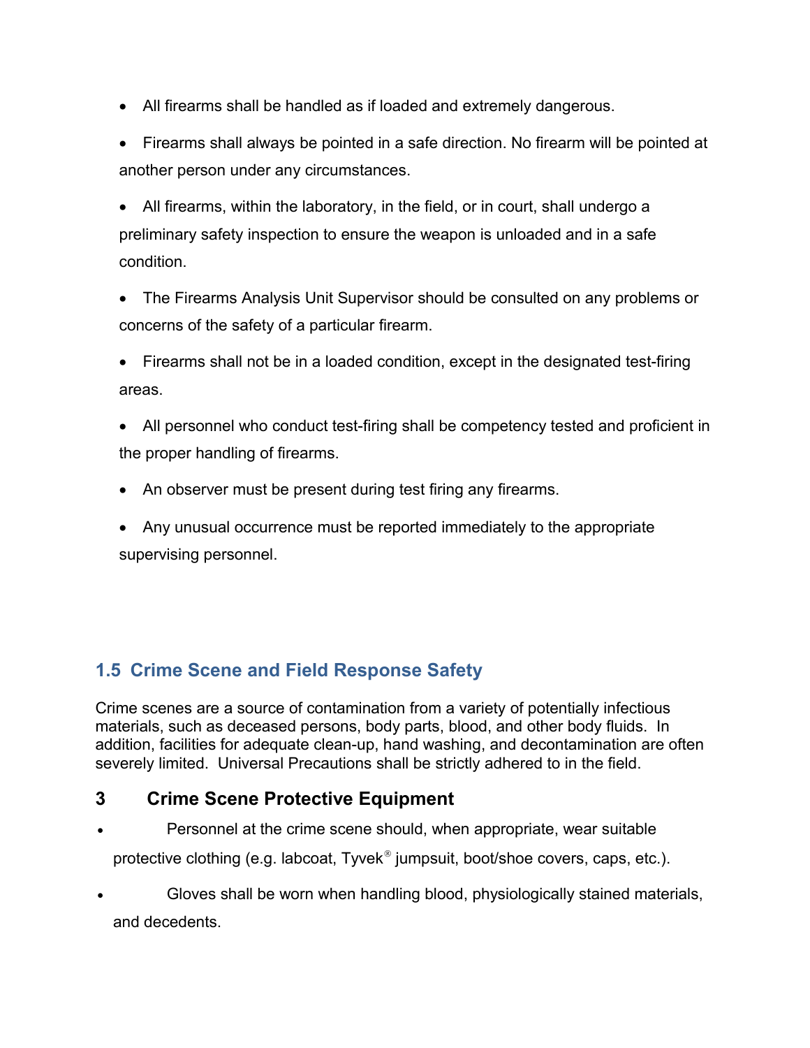- All firearms shall be handled as if loaded and extremely dangerous.
- Firearms shall always be pointed in a safe direction. No firearm will be pointed at another person under any circumstances.
- All firearms, within the laboratory, in the field, or in court, shall undergo a preliminary safety inspection to ensure the weapon is unloaded and in a safe condition.
- The Firearms Analysis Unit Supervisor should be consulted on any problems or concerns of the safety of a particular firearm.
- Firearms shall not be in a loaded condition, except in the designated test-firing areas.
- All personnel who conduct test-firing shall be competency tested and proficient in the proper handling of firearms.
- An observer must be present during test firing any firearms.
- Any unusual occurrence must be reported immediately to the appropriate supervising personnel.

## 1.5 Crime Scene and Field Response Safety

Crime scenes are a source of contamination from a variety of potentially infectious materials, such as deceased persons, body parts, blood, and other body fluids. In addition, facilities for adequate clean-up, hand washing, and decontamination are often severely limited. Universal Precautions shall be strictly adhered to in the field.

### 3 Crime Scene Protective Equipment

- Personnel at the crime scene should, when appropriate, wear suitable protective clothing (e.g. labcoat, Tyvek® jumpsuit, boot/shoe covers, caps, etc.).
- Gloves shall be worn when handling blood, physiologically stained materials, and decedents.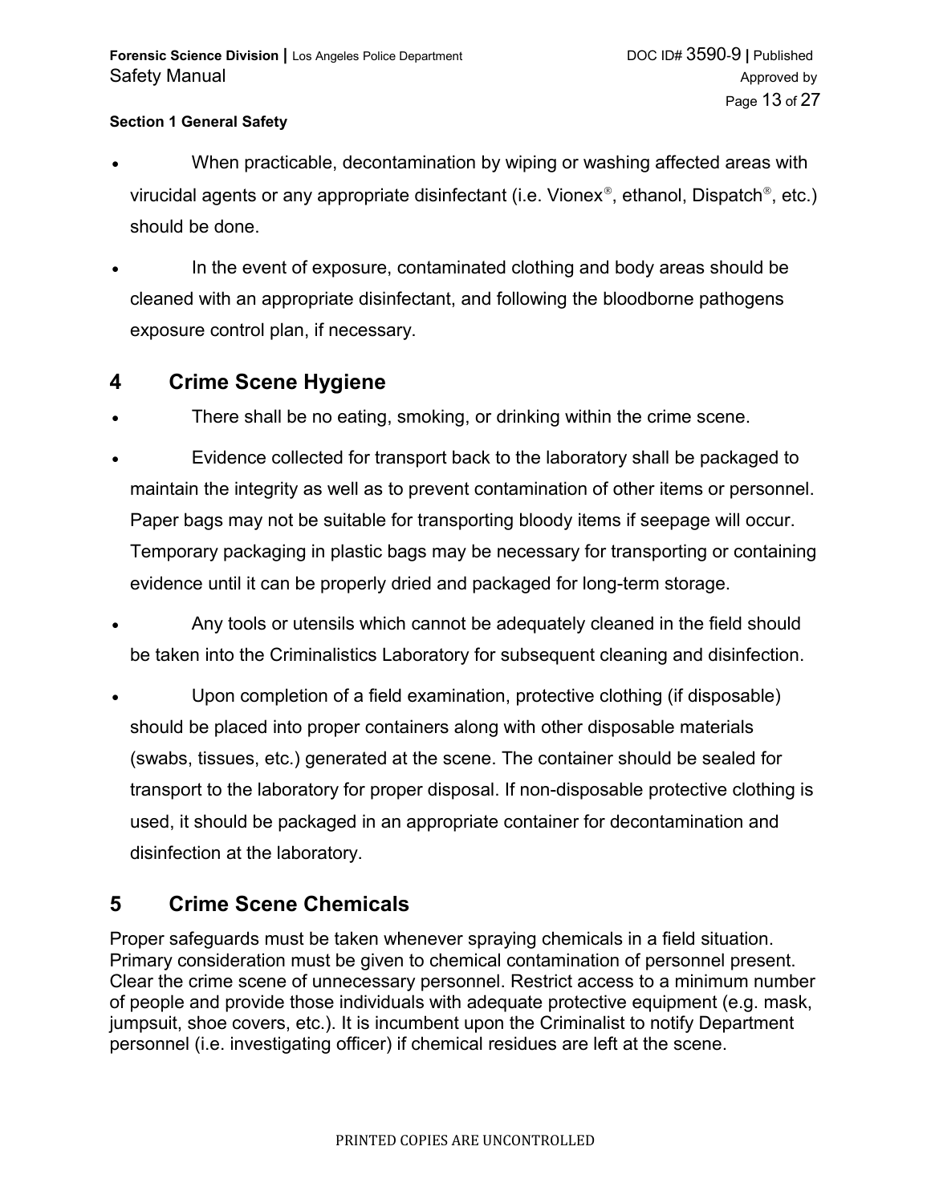- When practicable, decontamination by wiping or washing affected areas with virucidal agents or any appropriate disinfectant (i.e. Vionex®, ethanol, Dispatch®, etc.) should be done.
- In the event of exposure, contaminated clothing and body areas should be cleaned with an appropriate disinfectant, and following the bloodborne pathogens exposure control plan, if necessary.

## 4 Crime Scene Hygiene

- There shall be no eating, smoking, or drinking within the crime scene.
- Evidence collected for transport back to the laboratory shall be packaged to maintain the integrity as well as to prevent contamination of other items or personnel. Paper bags may not be suitable for transporting bloody items if seepage will occur. Temporary packaging in plastic bags may be necessary for transporting or containing evidence until it can be properly dried and packaged for long-term storage.
- Any tools or utensils which cannot be adequately cleaned in the field should be taken into the Criminalistics Laboratory for subsequent cleaning and disinfection.
- Upon completion of a field examination, protective clothing (if disposable) should be placed into proper containers along with other disposable materials (swabs, tissues, etc.) generated at the scene. The container should be sealed for transport to the laboratory for proper disposal. If non-disposable protective clothing is used, it should be packaged in an appropriate container for decontamination and disinfection at the laboratory.

## 5 Crime Scene Chemicals

Proper safeguards must be taken whenever spraying chemicals in a field situation. Primary consideration must be given to chemical contamination of personnel present. Clear the crime scene of unnecessary personnel. Restrict access to a minimum number of people and provide those individuals with adequate protective equipment (e.g. mask, jumpsuit, shoe covers, etc.). It is incumbent upon the Criminalist to notify Department personnel (i.e. investigating officer) if chemical residues are left at the scene.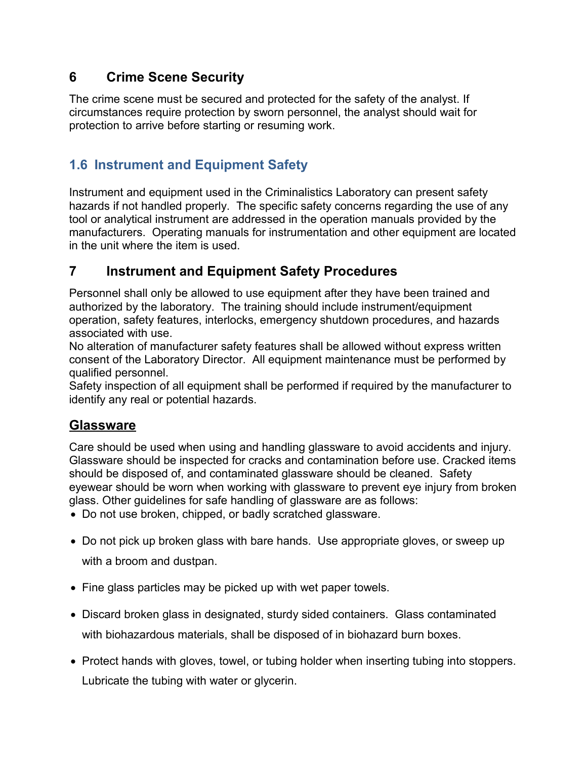## 6 Crime Scene Security

The crime scene must be secured and protected for the safety of the analyst. If circumstances require protection by sworn personnel, the analyst should wait for protection to arrive before starting or resuming work.

## 1.6 Instrument and Equipment Safety

Instrument and equipment used in the Criminalistics Laboratory can present safety hazards if not handled properly. The specific safety concerns regarding the use of any tool or analytical instrument are addressed in the operation manuals provided by the manufacturers. Operating manuals for instrumentation and other equipment are located in the unit where the item is used.

## 7 Instrument and Equipment Safety Procedures

Personnel shall only be allowed to use equipment after they have been trained and authorized by the laboratory. The training should include instrument/equipment operation, safety features, interlocks, emergency shutdown procedures, and hazards associated with use.
No alteration of manufacturer safety features shall be allowed without express written consent of the Laboratory Director. All equipment maintenance must be performed by qualified personnel.
Safety inspection of all equipment shall be performed if required by the manufacturer to identify any real or potential hazards.

### Glassware

Care should be used when using and handling glassware to avoid accidents and injury. Glassware should be inspected for cracks and contamination before use. Cracked items should be disposed of, and contaminated glassware should be cleaned. Safety eyewear should be worn when working with glassware to prevent eye injury from broken glass. Other guidelines for safe handling of glassware are as follows:

- Do not use broken, chipped, or badly scratched glassware.
- Do not pick up broken glass with bare hands. Use appropriate gloves, or sweep up with a broom and dustpan.
- Fine glass particles may be picked up with wet paper towels.
- Discard broken glass in designated, sturdy sided containers. Glass contaminated with biohazardous materials, shall be disposed of in biohazard burn boxes.
- Protect hands with gloves, towel, or tubing holder when inserting tubing into stoppers. Lubricate the tubing with water or glycerin.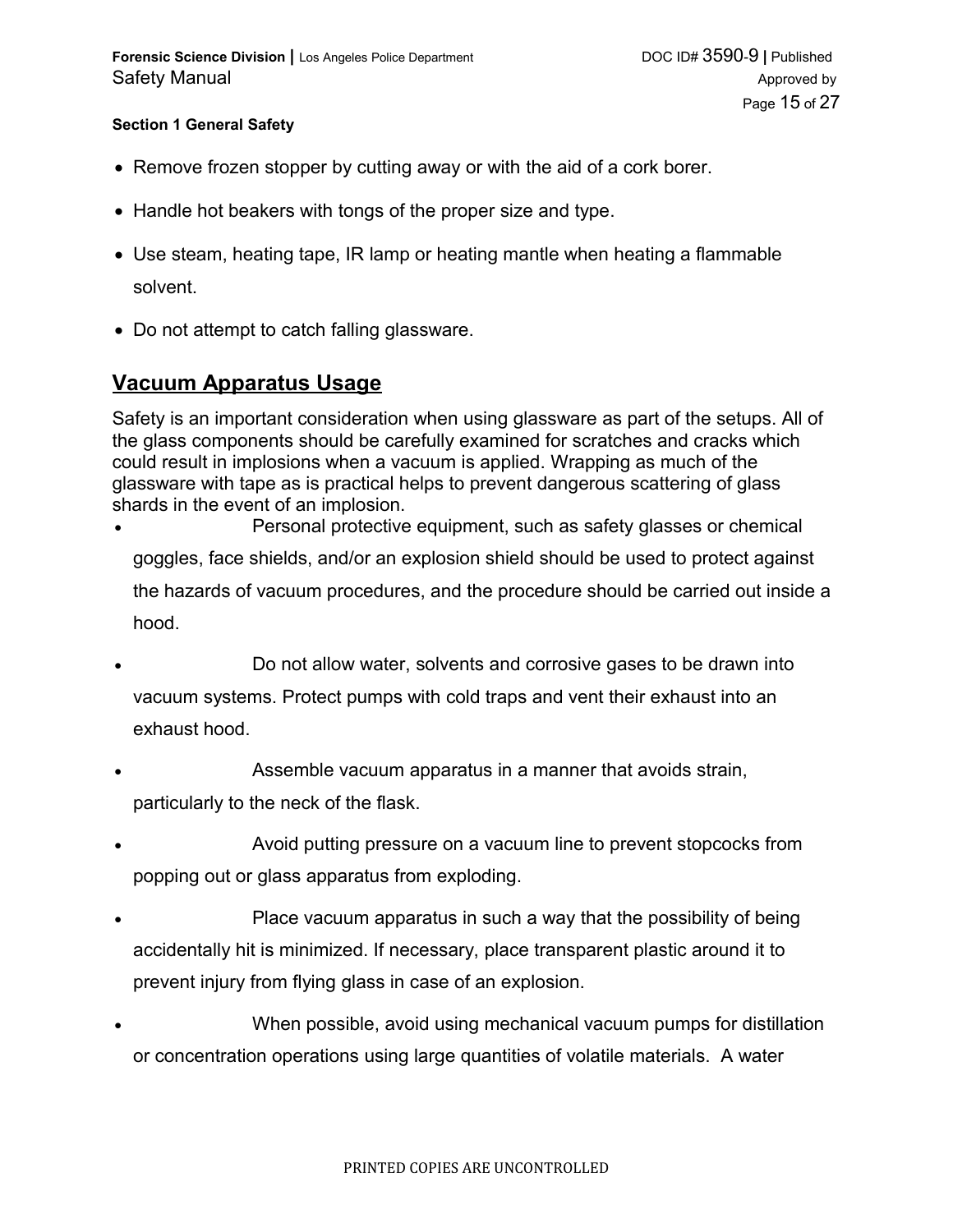- Remove frozen stopper by cutting away or with the aid of a cork borer.
- Handle hot beakers with tongs of the proper size and type.
- Use steam, heating tape, IR lamp or heating mantle when heating a flammable solvent.
- Do not attempt to catch falling glassware.

## Vacuum Apparatus Usage

Safety is an important consideration when using glassware as part of the setups. All of the glass components should be carefully examined for scratches and cracks which could result in implosions when a vacuum is applied. Wrapping as much of the glassware with tape as is practical helps to prevent dangerous scattering of glass shards in the event of an implosion.

- Personal protective equipment, such as safety glasses or chemical goggles, face shields, and/or an explosion shield should be used to protect against the hazards of vacuum procedures, and the procedure should be carried out inside a hood.
- Do not allow water, solvents and corrosive gases to be drawn into vacuum systems. Protect pumps with cold traps and vent their exhaust into an exhaust hood.
- Assemble vacuum apparatus in a manner that avoids strain, particularly to the neck of the flask.
- Avoid putting pressure on a vacuum line to prevent stopcocks from popping out or glass apparatus from exploding.
- Place vacuum apparatus in such a way that the possibility of being accidentally hit is minimized. If necessary, place transparent plastic around it to prevent injury from flying glass in case of an explosion.
- When possible, avoid using mechanical vacuum pumps for distillation or concentration operations using large quantities of volatile materials. A water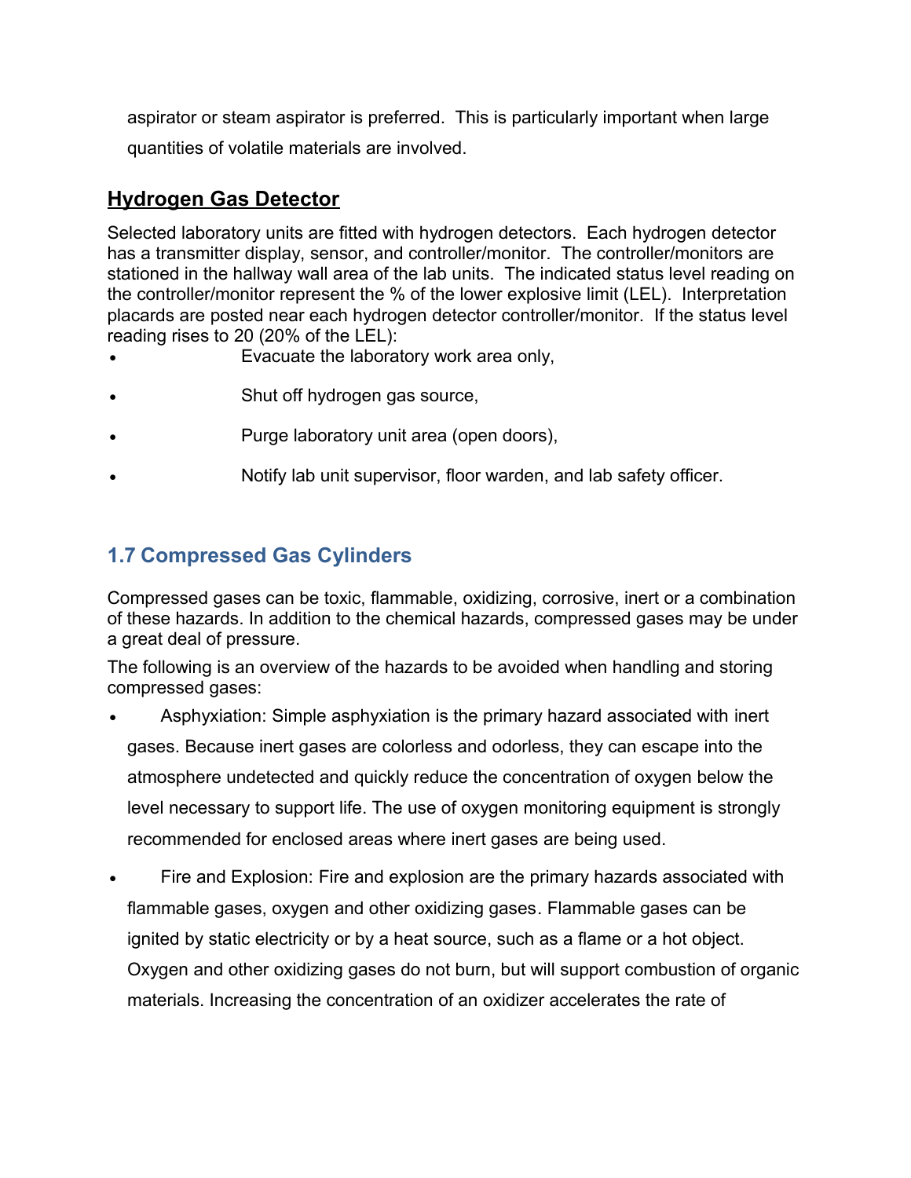aspirator or steam aspirator is preferred. This is particularly important when large quantities of volatile materials are involved.

## Hydrogen Gas Detector

Selected laboratory units are fitted with hydrogen detectors. Each hydrogen detector has a transmitter display, sensor, and controller/monitor. The controller/monitors are stationed in the hallway wall area of the lab units. The indicated status level reading on the controller/monitor represent the % of the lower explosive limit (LEL). Interpretation placards are posted near each hydrogen detector controller/monitor. If the status level reading rises to 20 (20% of the LEL):

- Evacuate the laboratory work area only,
- Shut off hydrogen gas source,
- Purge laboratory unit area (open doors),
- Notify lab unit supervisor, floor warden, and lab safety officer.

## 1.7 Compressed Gas Cylinders

Compressed gases can be toxic, flammable, oxidizing, corrosive, inert or a combination of these hazards. In addition to the chemical hazards, compressed gases may be under a great deal of pressure.

The following is an overview of the hazards to be avoided when handling and storing compressed gases:

- Asphyxiation: Simple asphyxiation is the primary hazard associated with inert gases. Because inert gases are colorless and odorless, they can escape into the atmosphere undetected and quickly reduce the concentration of oxygen below the level necessary to support life. The use of oxygen monitoring equipment is strongly recommended for enclosed areas where inert gases are being used.
- Fire and Explosion: Fire and explosion are the primary hazards associated with flammable gases, oxygen and other oxidizing gases. Flammable gases can be ignited by static electricity or by a heat source, such as a flame or a hot object. Oxygen and other oxidizing gases do not burn, but will support combustion of organic materials. Increasing the concentration of an oxidizer accelerates the rate of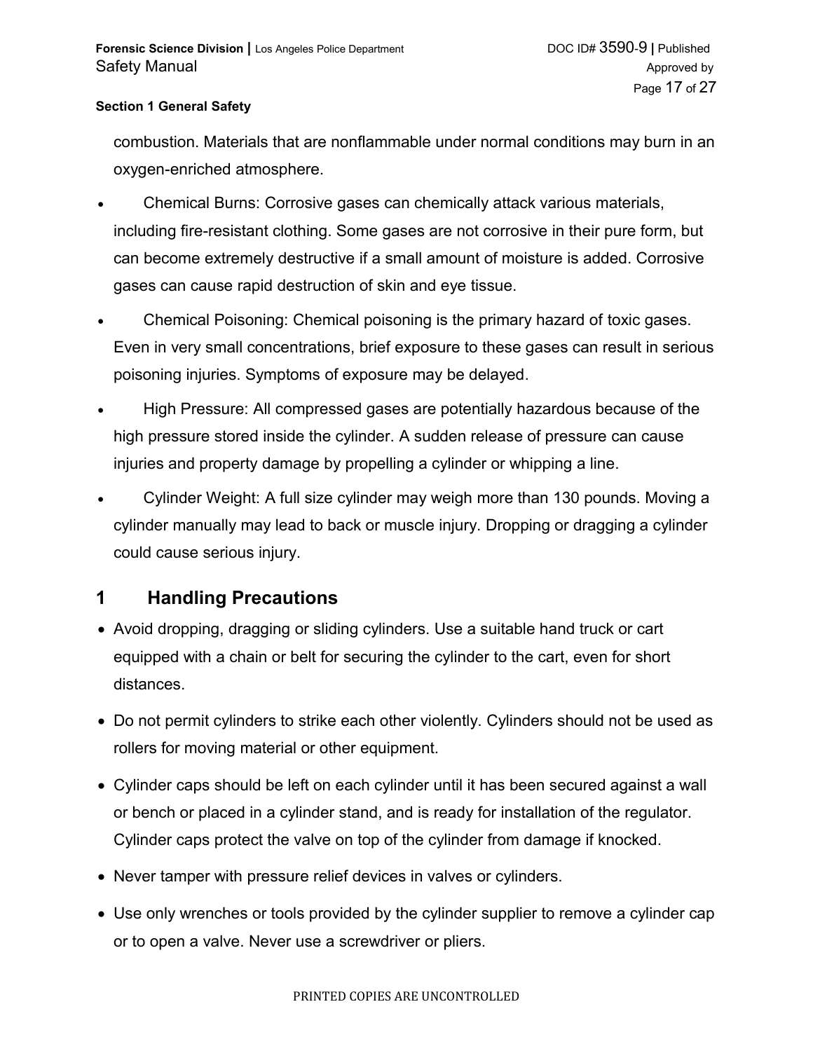combustion. Materials that are nonflammable under normal conditions may burn in an oxygen-enriched atmosphere.

- Chemical Burns: Corrosive gases can chemically attack various materials, including fire-resistant clothing. Some gases are not corrosive in their pure form, but can become extremely destructive if a small amount of moisture is added. Corrosive gases can cause rapid destruction of skin and eye tissue.
- Chemical Poisoning: Chemical poisoning is the primary hazard of toxic gases. Even in very small concentrations, brief exposure to these gases can result in serious poisoning injuries. Symptoms of exposure may be delayed.
- High Pressure: All compressed gases are potentially hazardous because of the high pressure stored inside the cylinder. A sudden release of pressure can cause injuries and property damage by propelling a cylinder or whipping a line.
- Cylinder Weight: A full size cylinder may weigh more than 130 pounds. Moving a cylinder manually may lead to back or muscle injury. Dropping or dragging a cylinder could cause serious injury.

## 1 Handling Precautions

- Avoid dropping, dragging or sliding cylinders. Use a suitable hand truck or cart equipped with a chain or belt for securing the cylinder to the cart, even for short distances.
- Do not permit cylinders to strike each other violently. Cylinders should not be used as rollers for moving material or other equipment.
- Cylinder caps should be left on each cylinder until it has been secured against a wall or bench or placed in a cylinder stand, and is ready for installation of the regulator. Cylinder caps protect the valve on top of the cylinder from damage if knocked.
- Never tamper with pressure relief devices in valves or cylinders.
- Use only wrenches or tools provided by the cylinder supplier to remove a cylinder cap or to open a valve. Never use a screwdriver or pliers.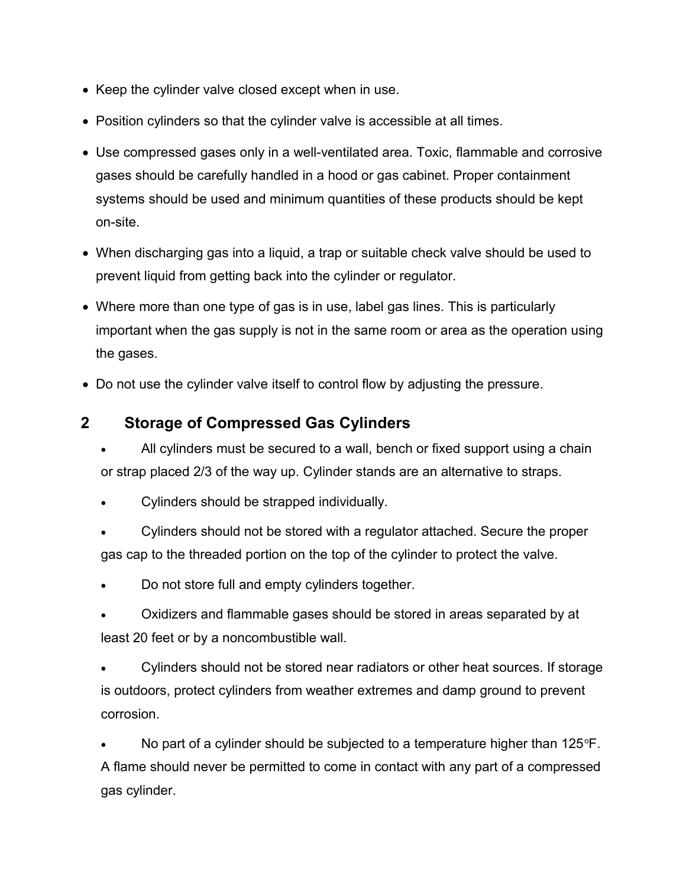- Keep the cylinder valve closed except when in use.
- Position cylinders so that the cylinder valve is accessible at all times.
- Use compressed gases only in a well-ventilated area. Toxic, flammable and corrosive gases should be carefully handled in a hood or gas cabinet. Proper containment systems should be used and minimum quantities of these products should be kept on-site.
- When discharging gas into a liquid, a trap or suitable check valve should be used to prevent liquid from getting back into the cylinder or regulator.
- Where more than one type of gas is in use, label gas lines. This is particularly important when the gas supply is not in the same room or area as the operation using the gases.
- Do not use the cylinder valve itself to control flow by adjusting the pressure.

## 2 Storage of Compressed Gas Cylinders

- All cylinders must be secured to a wall, bench or fixed support using a chain or strap placed 2/3 of the way up. Cylinder stands are an alternative to straps.
- Cylinders should be strapped individually.
- Cylinders should not be stored with a regulator attached. Secure the proper gas cap to the threaded portion on the top of the cylinder to protect the valve.
- Do not store full and empty cylinders together.
- Oxidizers and flammable gases should be stored in areas separated by at least 20 feet or by a noncombustible wall.
- Cylinders should not be stored near radiators or other heat sources. If storage is outdoors, protect cylinders from weather extremes and damp ground to prevent corrosion.
- No part of a cylinder should be subjected to a temperature higher than 125°F. A flame should never be permitted to come in contact with any part of a compressed gas cylinder.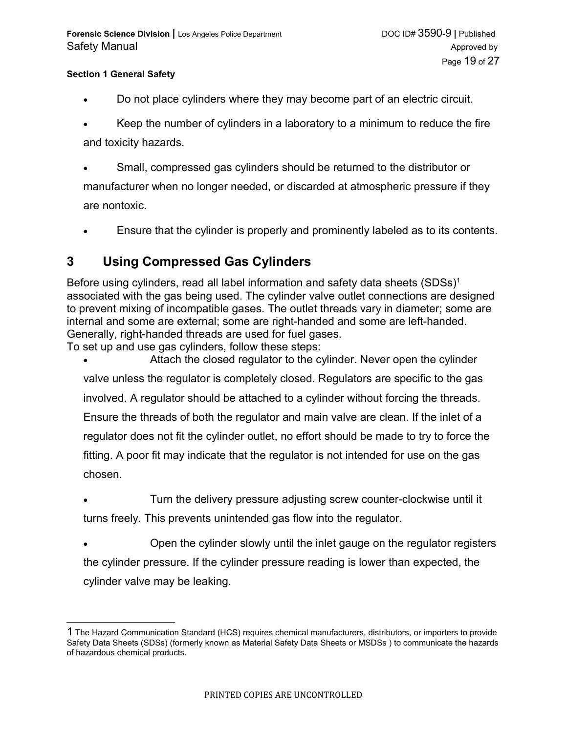- Do not place cylinders where they may become part of an electric circuit.
- Keep the number of cylinders in a laboratory to a minimum to reduce the fire and toxicity hazards.
- Small, compressed gas cylinders should be returned to the distributor or manufacturer when no longer needed, or discarded at atmospheric pressure if they are nontoxic.
- Ensure that the cylinder is properly and prominently labeled as to its contents.

# 3 Using Compressed Gas Cylinders

Before using cylinders, read all label information and safety data sheets (SDSs)[1] associated with the gas being used. The cylinder valve outlet connections are designed to prevent mixing of incompatible gases. The outlet threads vary in diameter; some are internal and some are external; some are right-handed and some are left-handed. Generally, right-handed threads are used for fuel gases.

To set up and use gas cylinders, follow these steps:

- Attach the closed regulator to the cylinder. Never open the cylinder valve unless the regulator is completely closed. Regulators are specific to the gas involved. A regulator should be attached to a cylinder without forcing the threads. Ensure the threads of both the regulator and main valve are clean. If the inlet of a regulator does not fit the cylinder outlet, no effort should be made to try to force the fitting. A poor fit may indicate that the regulator is not intended for use on the gas chosen.
- Turn the delivery pressure adjusting screw counter-clockwise until it turns freely. This prevents unintended gas flow into the regulator.
- Open the cylinder slowly until the inlet gauge on the regulator registers the cylinder pressure. If the cylinder pressure reading is lower than expected, the cylinder valve may be leaking.

---

[1] The Hazard Communication Standard (HCS) requires chemical manufacturers, distributors, or importers to provide Safety Data Sheets (SDSs) (formerly known as Material Safety Data Sheets or MSDSs ) to communicate the hazards of hazardous chemical products.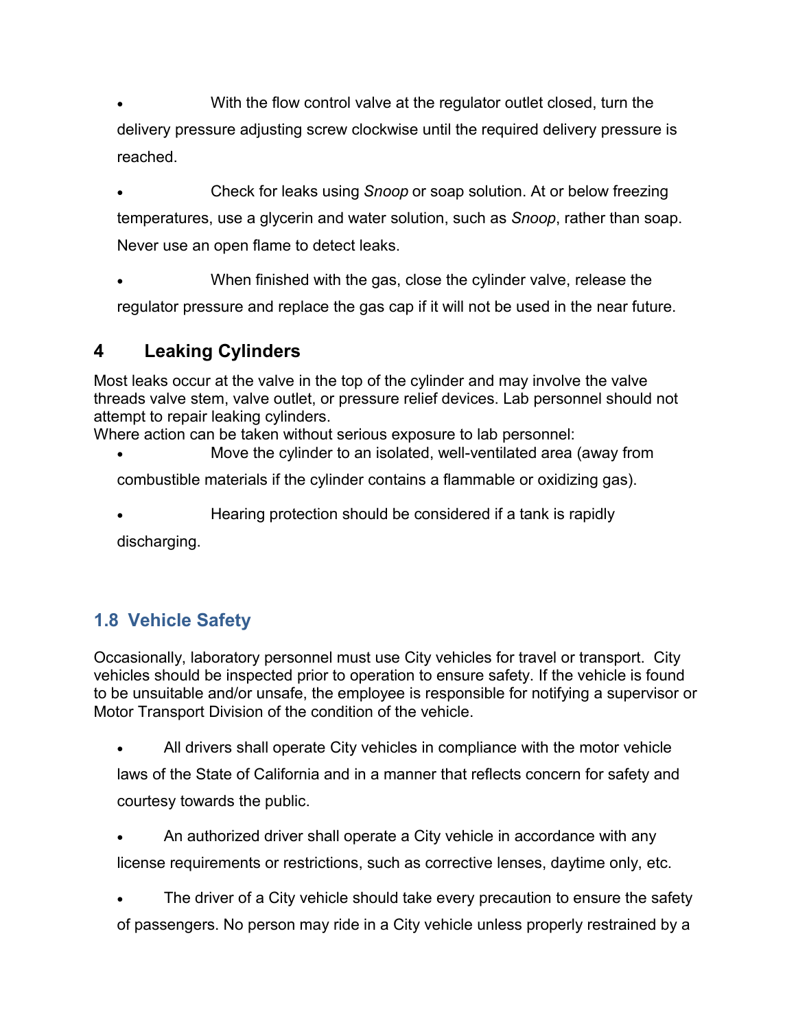- With the flow control valve at the regulator outlet closed, turn the delivery pressure adjusting screw clockwise until the required delivery pressure is reached.

- Check for leaks using *Snoop* or soap solution. At or below freezing temperatures, use a glycerin and water solution, such as *Snoop*, rather than soap. Never use an open flame to detect leaks.

- When finished with the gas, close the cylinder valve, release the regulator pressure and replace the gas cap if it will not be used in the near future.

## 4 Leaking Cylinders

Most leaks occur at the valve in the top of the cylinder and may involve the valve threads valve stem, valve outlet, or pressure relief devices. Lab personnel should not attempt to repair leaking cylinders.
Where action can be taken without serious exposure to lab personnel:

- Move the cylinder to an isolated, well-ventilated area (away from combustible materials if the cylinder contains a flammable or oxidizing gas).

- Hearing protection should be considered if a tank is rapidly discharging.

## 1.8 Vehicle Safety

Occasionally, laboratory personnel must use City vehicles for travel or transport. City vehicles should be inspected prior to operation to ensure safety. If the vehicle is found to be unsuitable and/or unsafe, the employee is responsible for notifying a supervisor or Motor Transport Division of the condition of the vehicle.

- All drivers shall operate City vehicles in compliance with the motor vehicle laws of the State of California and in a manner that reflects concern for safety and courtesy towards the public.

- An authorized driver shall operate a City vehicle in accordance with any license requirements or restrictions, such as corrective lenses, daytime only, etc.

- The driver of a City vehicle should take every precaution to ensure the safety of passengers. No person may ride in a City vehicle unless properly restrained by a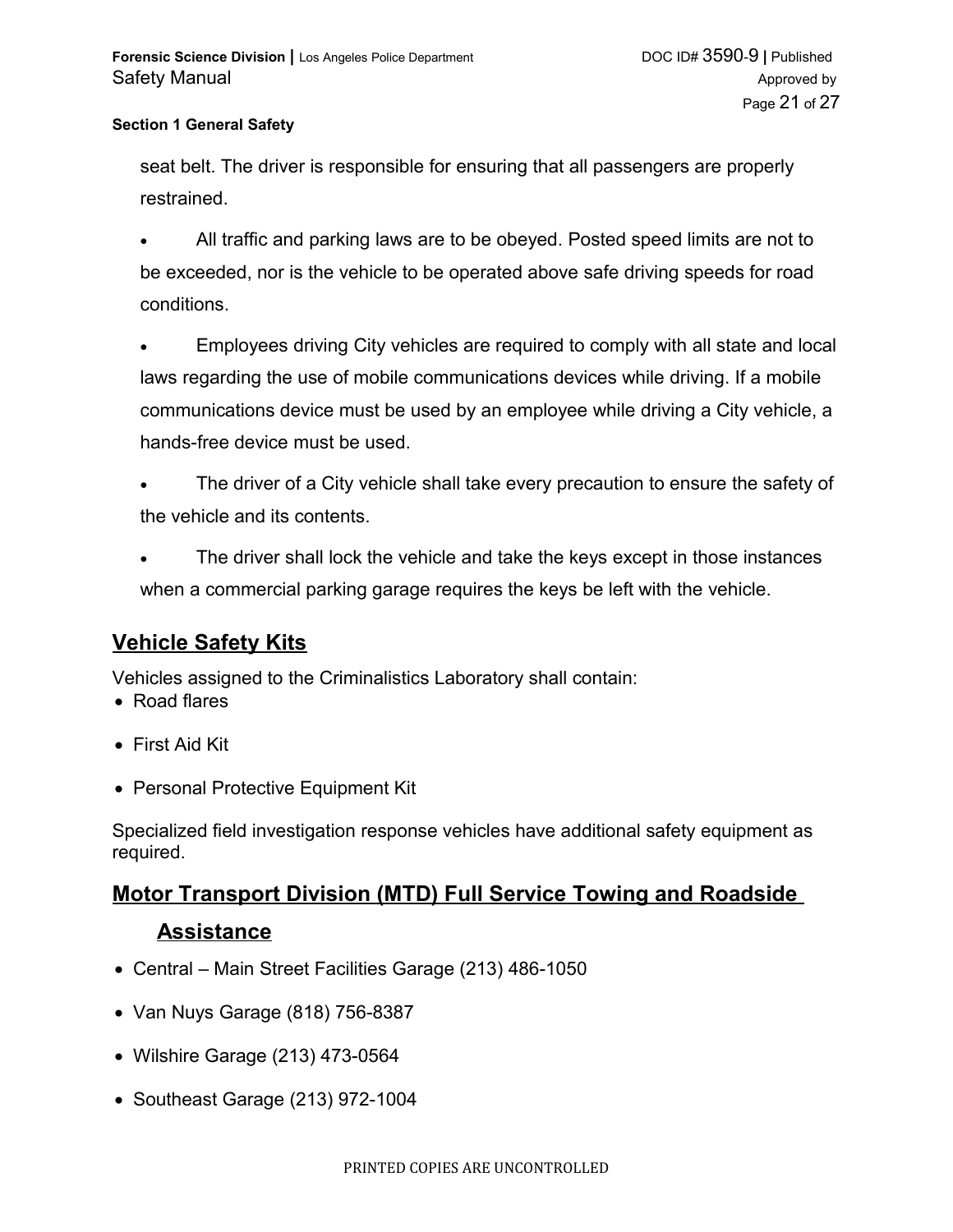seat belt. The driver is responsible for ensuring that all passengers are properly restrained.

- All traffic and parking laws are to be obeyed. Posted speed limits are not to be exceeded, nor is the vehicle to be operated above safe driving speeds for road conditions.
- Employees driving City vehicles are required to comply with all state and local laws regarding the use of mobile communications devices while driving. If a mobile communications device must be used by an employee while driving a City vehicle, a hands-free device must be used.
- The driver of a City vehicle shall take every precaution to ensure the safety of the vehicle and its contents.
- The driver shall lock the vehicle and take the keys except in those instances when a commercial parking garage requires the keys be left with the vehicle.

## Vehicle Safety Kits

Vehicles assigned to the Criminalistics Laboratory shall contain:

- Road flares
- First Aid Kit
- Personal Protective Equipment Kit

Specialized field investigation response vehicles have additional safety equipment as required.

## Motor Transport Division (MTD) Full Service Towing and Roadside Assistance

- Central – Main Street Facilities Garage (213) 486-1050
- Van Nuys Garage (818) 756-8387
- Wilshire Garage (213) 473-0564
- Southeast Garage (213) 972-1004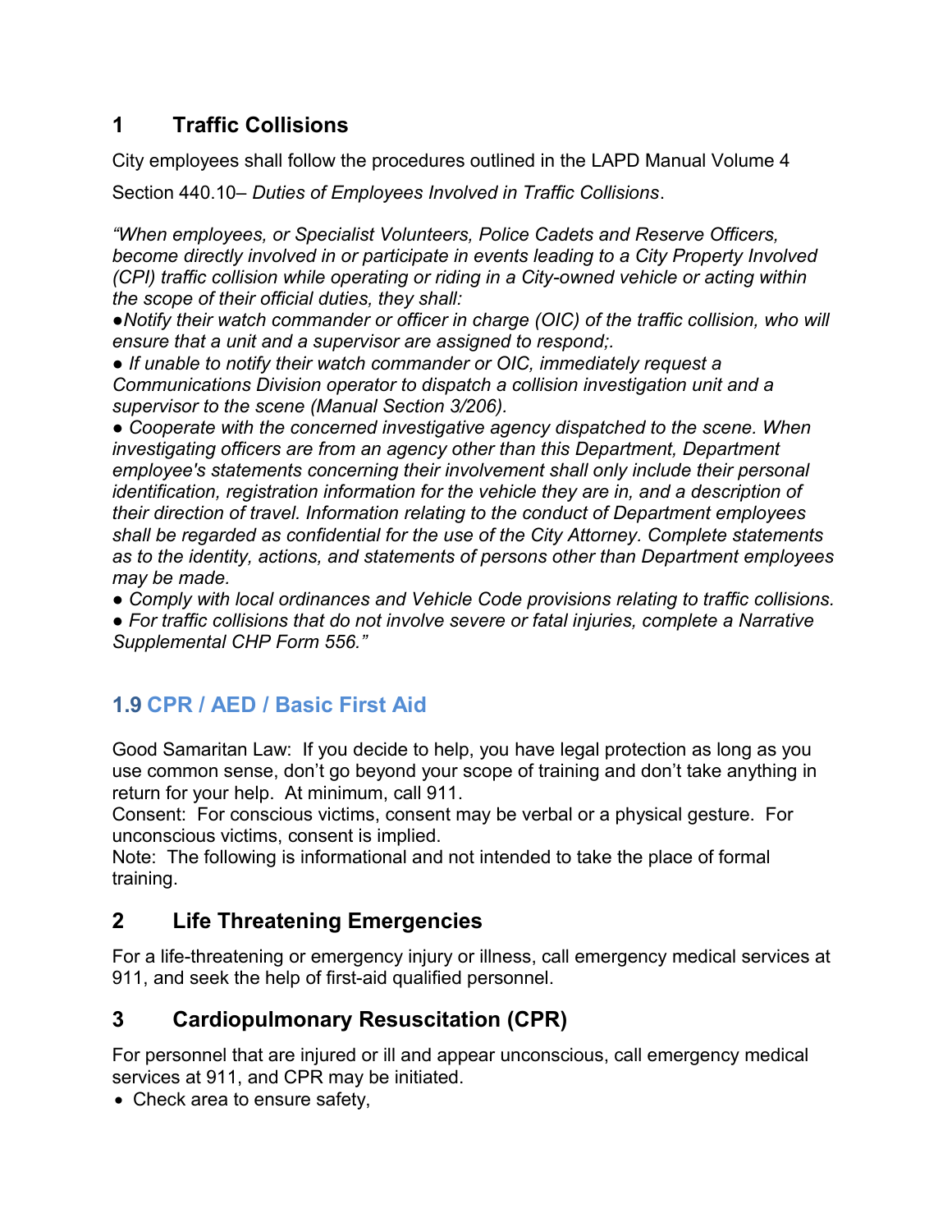# 1 Traffic Collisions

City employees shall follow the procedures outlined in the LAPD Manual Volume 4

Section 440.10– *Duties of Employees Involved in Traffic Collisions*.

*"When employees, or Specialist Volunteers, Police Cadets and Reserve Officers, become directly involved in or participate in events leading to a City Property Involved (CPI) traffic collision while operating or riding in a City-owned vehicle or acting within the scope of their official duties, they shall:*

- *Notify their watch commander or officer in charge (OIC) of the traffic collision, who will ensure that a unit and a supervisor are assigned to respond;.*
- *If unable to notify their watch commander or OIC, immediately request a Communications Division operator to dispatch a collision investigation unit and a supervisor to the scene (Manual Section 3/206).*
- *Cooperate with the concerned investigative agency dispatched to the scene. When investigating officers are from an agency other than this Department, Department employee's statements concerning their involvement shall only include their personal identification, registration information for the vehicle they are in, and a description of their direction of travel. Information relating to the conduct of Department employees shall be regarded as confidential for the use of the City Attorney. Complete statements as to the identity, actions, and statements of persons other than Department employees may be made.*
- *Comply with local ordinances and Vehicle Code provisions relating to traffic collisions.*
- *For traffic collisions that do not involve severe or fatal injuries, complete a Narrative Supplemental CHP Form 556."*

## 1.9 CPR / AED / Basic First Aid

Good Samaritan Law: If you decide to help, you have legal protection as long as you use common sense, don't go beyond your scope of training and don't take anything in return for your help. At minimum, call 911.
Consent: For conscious victims, consent may be verbal or a physical gesture. For unconscious victims, consent is implied.
Note: The following is informational and not intended to take the place of formal training.

# 2 Life Threatening Emergencies

For a life-threatening or emergency injury or illness, call emergency medical services at 911, and seek the help of first-aid qualified personnel.

# 3 Cardiopulmonary Resuscitation (CPR)

For personnel that are injured or ill and appear unconscious, call emergency medical services at 911, and CPR may be initiated.

- Check area to ensure safety,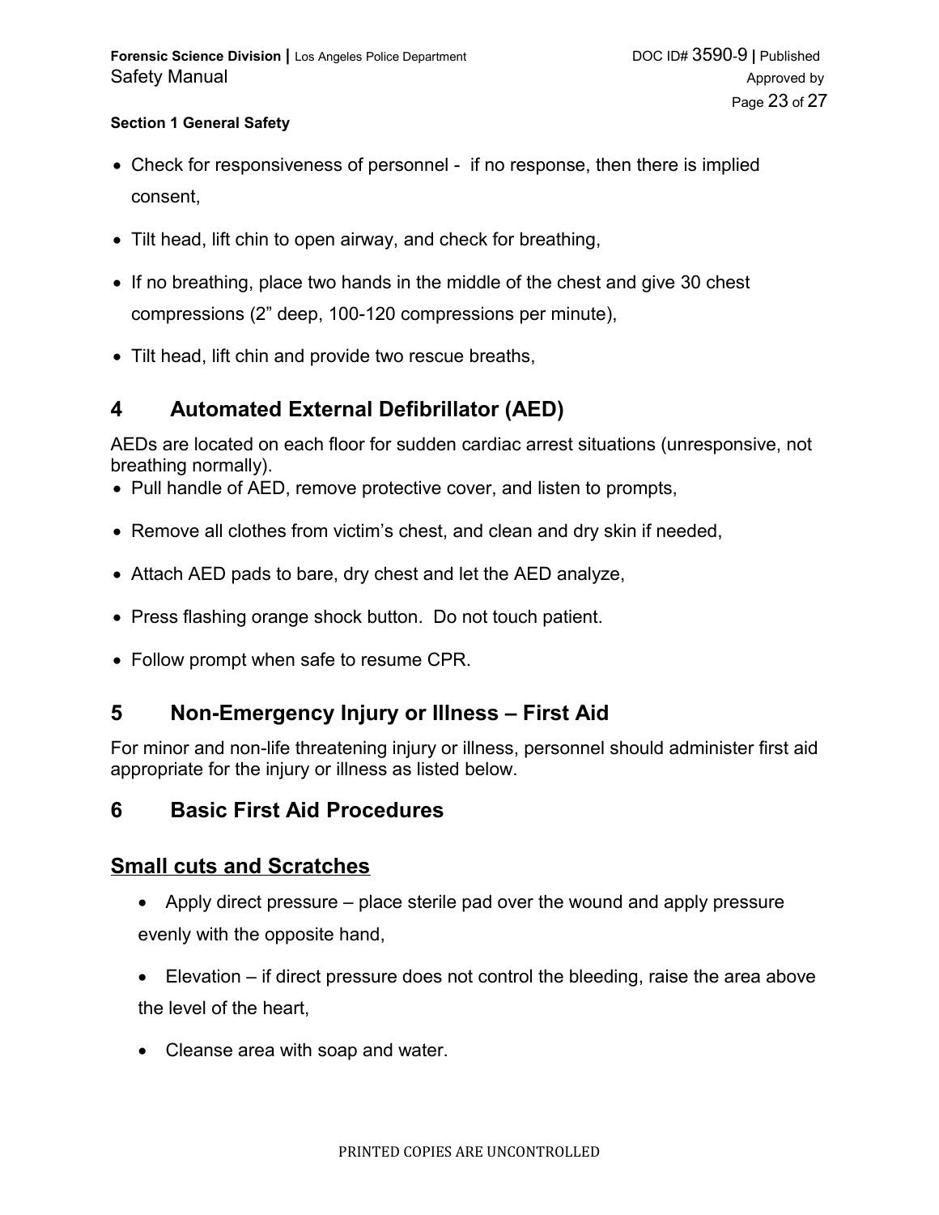- Check for responsiveness of personnel - if no response, then there is implied consent,
- Tilt head, lift chin to open airway, and check for breathing,
- If no breathing, place two hands in the middle of the chest and give 30 chest compressions (2" deep, 100-120 compressions per minute),
- Tilt head, lift chin and provide two rescue breaths,

## 4 Automated External Defibrillator (AED)

AEDs are located on each floor for sudden cardiac arrest situations (unresponsive, not breathing normally).

- Pull handle of AED, remove protective cover, and listen to prompts,
- Remove all clothes from victim's chest, and clean and dry skin if needed,
- Attach AED pads to bare, dry chest and let the AED analyze,
- Press flashing orange shock button. Do not touch patient.
- Follow prompt when safe to resume CPR.

## 5 Non-Emergency Injury or Illness – First Aid

For minor and non-life threatening injury or illness, personnel should administer first aid appropriate for the injury or illness as listed below.

## 6 Basic First Aid Procedures

### Small cuts and Scratches

- Apply direct pressure – place sterile pad over the wound and apply pressure evenly with the opposite hand,
- Elevation – if direct pressure does not control the bleeding, raise the area above the level of the heart,
- Cleanse area with soap and water.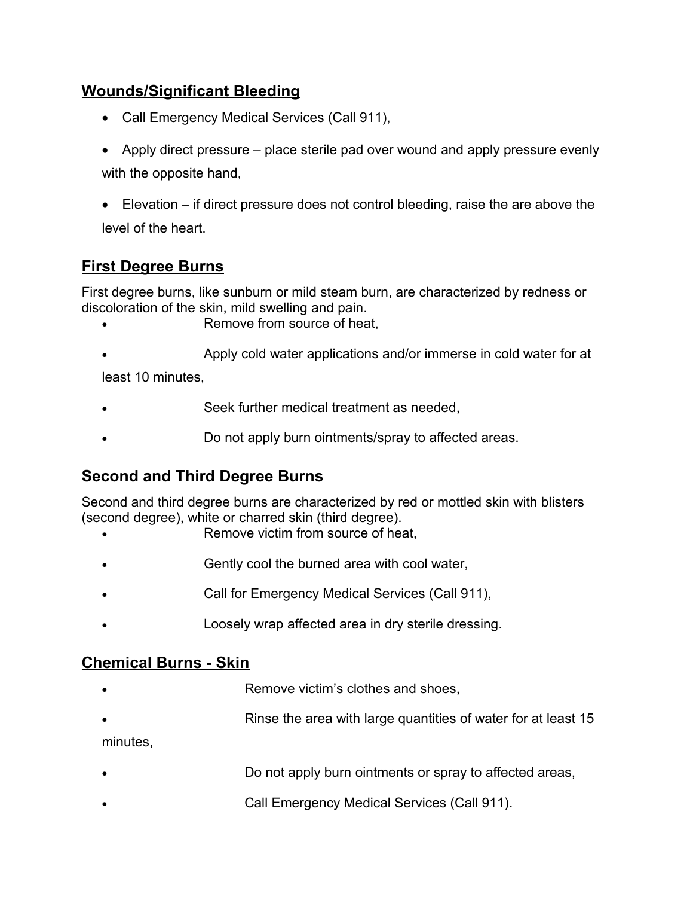## Wounds/Significant Bleeding

- Call Emergency Medical Services (Call 911),
- Apply direct pressure – place sterile pad over wound and apply pressure evenly with the opposite hand,
- Elevation – if direct pressure does not control bleeding, raise the are above the level of the heart.

## First Degree Burns

First degree burns, like sunburn or mild steam burn, are characterized by redness or discoloration of the skin, mild swelling and pain.

- Remove from source of heat,
- Apply cold water applications and/or immerse in cold water for at least 10 minutes,
- Seek further medical treatment as needed,
- Do not apply burn ointments/spray to affected areas.

## Second and Third Degree Burns

Second and third degree burns are characterized by red or mottled skin with blisters (second degree), white or charred skin (third degree).

- Remove victim from source of heat,
- Gently cool the burned area with cool water,
- Call for Emergency Medical Services (Call 911),
- Loosely wrap affected area in dry sterile dressing.

## Chemical Burns - Skin

- Remove victim's clothes and shoes,
- Rinse the area with large quantities of water for at least 15 minutes,
- Do not apply burn ointments or spray to affected areas,
- Call Emergency Medical Services (Call 911).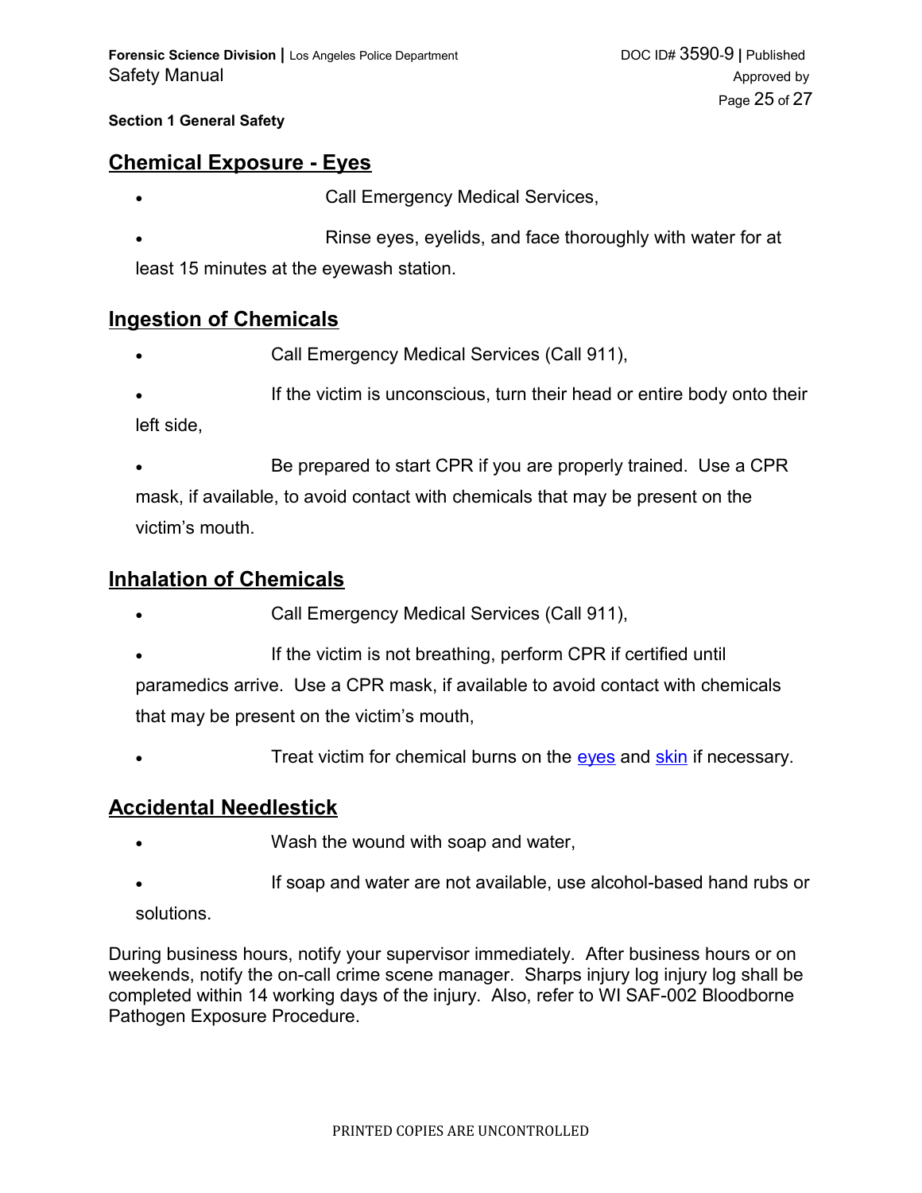## Chemical Exposure - Eyes

- Call Emergency Medical Services,
- Rinse eyes, eyelids, and face thoroughly with water for at least 15 minutes at the eyewash station.

## Ingestion of Chemicals

- Call Emergency Medical Services (Call 911),
- If the victim is unconscious, turn their head or entire body onto their left side,
- Be prepared to start CPR if you are properly trained. Use a CPR mask, if available, to avoid contact with chemicals that may be present on the victim's mouth.

## Inhalation of Chemicals

- Call Emergency Medical Services (Call 911),
- If the victim is not breathing, perform CPR if certified until paramedics arrive. Use a CPR mask, if available to avoid contact with chemicals that may be present on the victim's mouth,
- Treat victim for chemical burns on the eyes and skin if necessary.

## Accidental Needlestick

- Wash the wound with soap and water,
- If soap and water are not available, use alcohol-based hand rubs or solutions.

During business hours, notify your supervisor immediately. After business hours or on weekends, notify the on-call crime scene manager. Sharps injury log injury log shall be completed within 14 working days of the injury. Also, refer to WI SAF-002 Bloodborne Pathogen Exposure Procedure.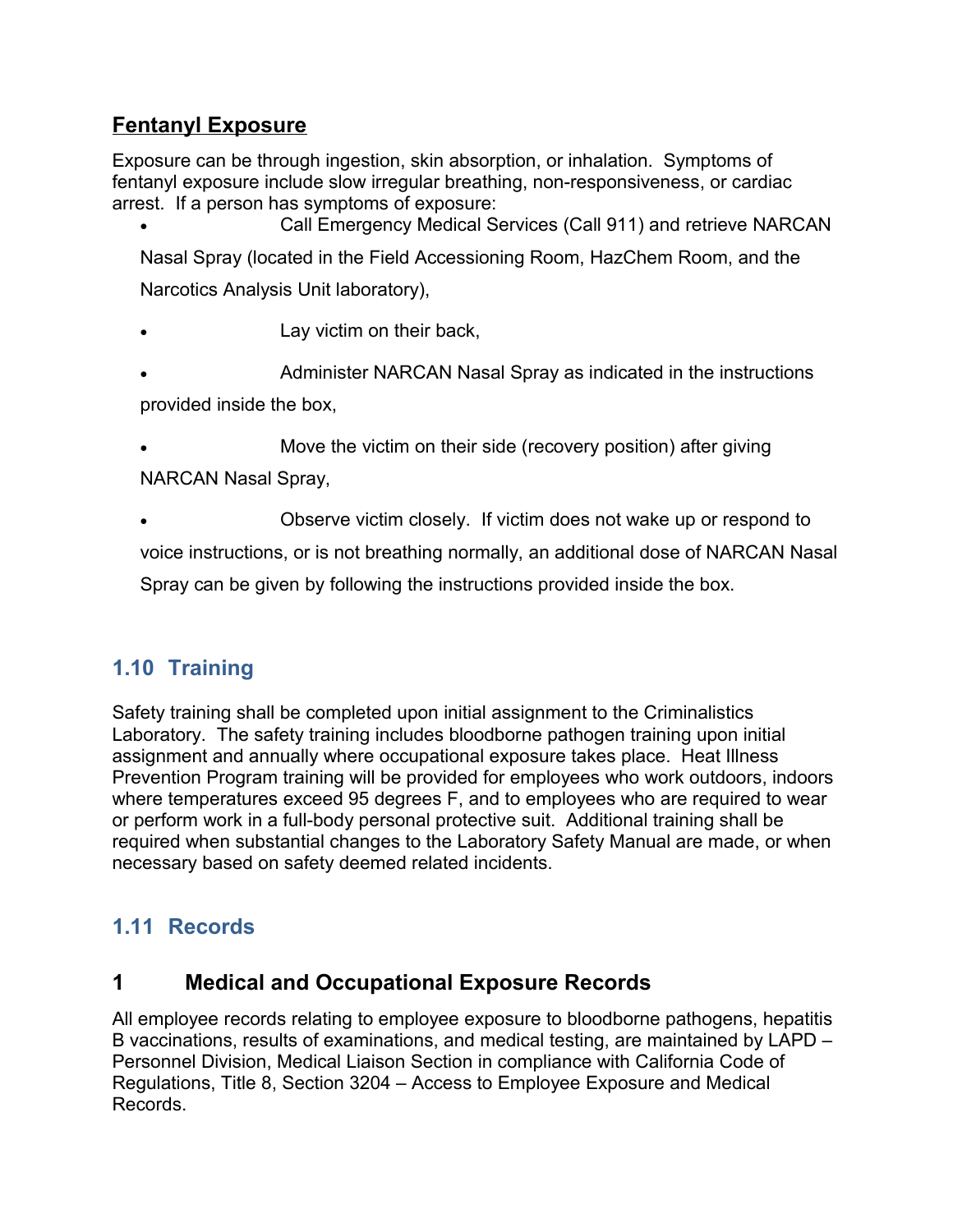**Fentanyl Exposure**

Exposure can be through ingestion, skin absorption, or inhalation. Symptoms of fentanyl exposure include slow irregular breathing, non-responsiveness, or cardiac arrest. If a person has symptoms of exposure:

- Call Emergency Medical Services (Call 911) and retrieve NARCAN Nasal Spray (located in the Field Accessioning Room, HazChem Room, and the Narcotics Analysis Unit laboratory),
- Lay victim on their back,
- Administer NARCAN Nasal Spray as indicated in the instructions provided inside the box,
- Move the victim on their side (recovery position) after giving NARCAN Nasal Spray,
- Observe victim closely. If victim does not wake up or respond to voice instructions, or is not breathing normally, an additional dose of NARCAN Nasal Spray can be given by following the instructions provided inside the box.

## 1.10 Training

Safety training shall be completed upon initial assignment to the Criminalistics Laboratory. The safety training includes bloodborne pathogen training upon initial assignment and annually where occupational exposure takes place. Heat Illness Prevention Program training will be provided for employees who work outdoors, indoors where temperatures exceed 95 degrees F, and to employees who are required to wear or perform work in a full-body personal protective suit. Additional training shall be required when substantial changes to the Laboratory Safety Manual are made, or when necessary based on safety deemed related incidents.

## 1.11 Records

### 1 Medical and Occupational Exposure Records

All employee records relating to employee exposure to bloodborne pathogens, hepatitis B vaccinations, results of examinations, and medical testing, are maintained by LAPD – Personnel Division, Medical Liaison Section in compliance with California Code of Regulations, Title 8, Section 3204 – Access to Employee Exposure and Medical Records.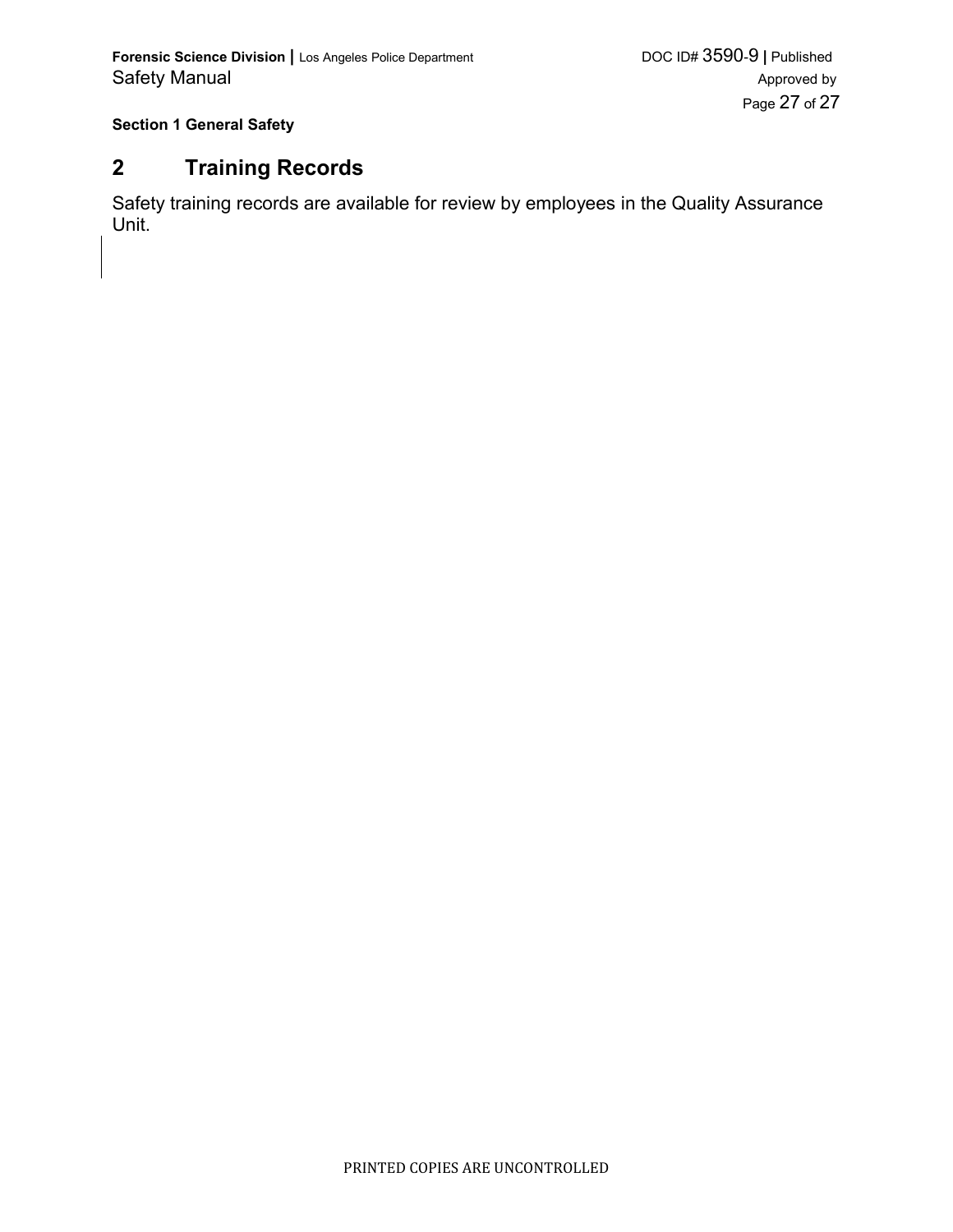**Section 1 General Safety**

## 2 Training Records

Safety training records are available for review by employees in the Quality Assurance Unit.